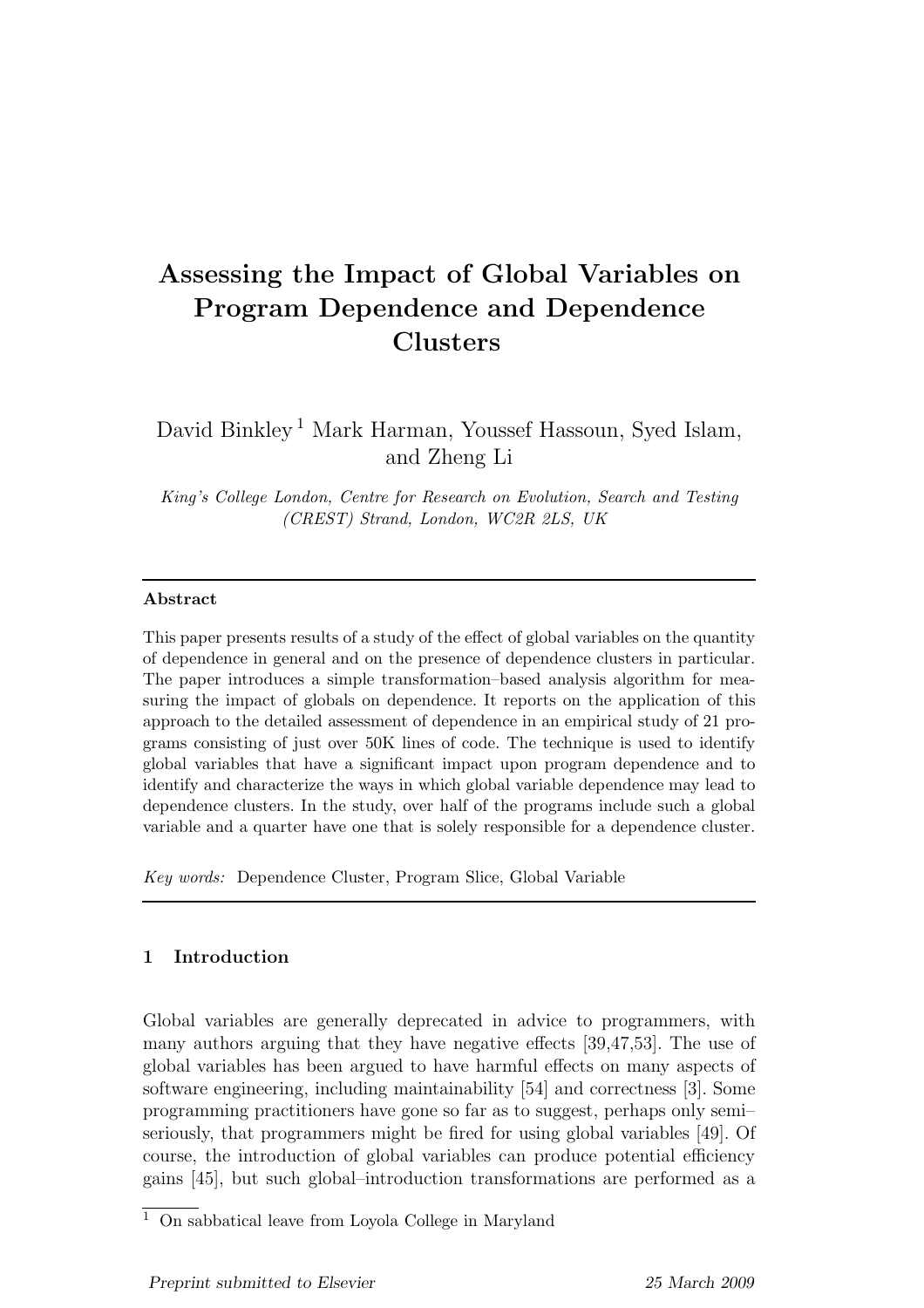# Assessing the Impact of Global Variables on Program Dependence and Dependence Clusters

David Binkley [1] Mark Harman, Youssef Hassoun, Syed Islam, and Zheng Li

*King's College London, Centre for Research on Evolution, Search and Testing (CREST) Strand, London, WC2R 2LS, UK*

---

**Abstract**

This paper presents results of a study of the effect of global variables on the quantity of dependence in general and on the presence of dependence clusters in particular. The paper introduces a simple transformation–based analysis algorithm for measuring the impact of globals on dependence. It reports on the application of this approach to the detailed assessment of dependence in an empirical study of 21 programs consisting of just over 50K lines of code. The technique is used to identify global variables that have a significant impact upon program dependence and to identify and characterize the ways in which global variable dependence may lead to dependence clusters. In the study, over half of the programs include such a global variable and a quarter have one that is solely responsible for a dependence cluster.

*Key words:* Dependence Cluster, Program Slice, Global Variable

---

## 1 Introduction

Global variables are generally deprecated in advice to programmers, with many authors arguing that they have negative effects [39,47,53]. The use of global variables has been argued to have harmful effects on many aspects of software engineering, including maintainability [54] and correctness [3]. Some programming practitioners have gone so far as to suggest, perhaps only semi–seriously, that programmers might be fired for using global variables [49]. Of course, the introduction of global variables can produce potential efficiency gains [45], but such global–introduction transformations are performed as a

[1] On sabbatical leave from Loyola College in Maryland

Preprint submitted to Elsevier 25 March 2009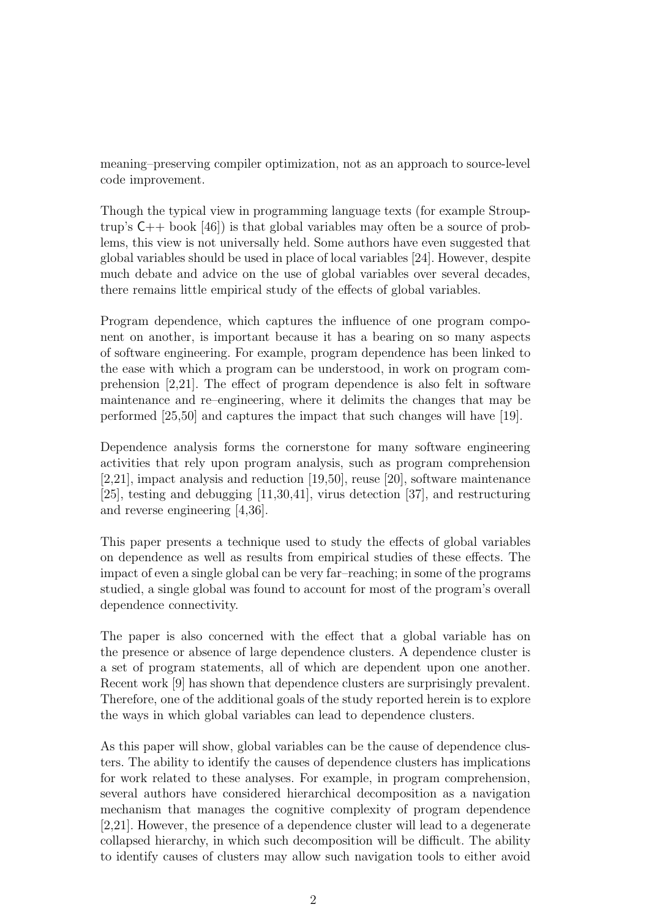meaning–preserving compiler optimization, not as an approach to source-level code improvement.

Though the typical view in programming language texts (for example Strouptrup's C++ book [46]) is that global variables may often be a source of problems, this view is not universally held. Some authors have even suggested that global variables should be used in place of local variables [24]. However, despite much debate and advice on the use of global variables over several decades, there remains little empirical study of the effects of global variables.

Program dependence, which captures the influence of one program component on another, is important because it has a bearing on so many aspects of software engineering. For example, program dependence has been linked to the ease with which a program can be understood, in work on program comprehension [2,21]. The effect of program dependence is also felt in software maintenance and re–engineering, where it delimits the changes that may be performed [25,50] and captures the impact that such changes will have [19].

Dependence analysis forms the cornerstone for many software engineering activities that rely upon program analysis, such as program comprehension [2,21], impact analysis and reduction [19,50], reuse [20], software maintenance [25], testing and debugging [11,30,41], virus detection [37], and restructuring and reverse engineering [4,36].

This paper presents a technique used to study the effects of global variables on dependence as well as results from empirical studies of these effects. The impact of even a single global can be very far–reaching; in some of the programs studied, a single global was found to account for most of the program's overall dependence connectivity.

The paper is also concerned with the effect that a global variable has on the presence or absence of large dependence clusters. A dependence cluster is a set of program statements, all of which are dependent upon one another. Recent work [9] has shown that dependence clusters are surprisingly prevalent. Therefore, one of the additional goals of the study reported herein is to explore the ways in which global variables can lead to dependence clusters.

As this paper will show, global variables can be the cause of dependence clusters. The ability to identify the causes of dependence clusters has implications for work related to these analyses. For example, in program comprehension, several authors have considered hierarchical decomposition as a navigation mechanism that manages the cognitive complexity of program dependence [2,21]. However, the presence of a dependence cluster will lead to a degenerate collapsed hierarchy, in which such decomposition will be difficult. The ability to identify causes of clusters may allow such navigation tools to either avoid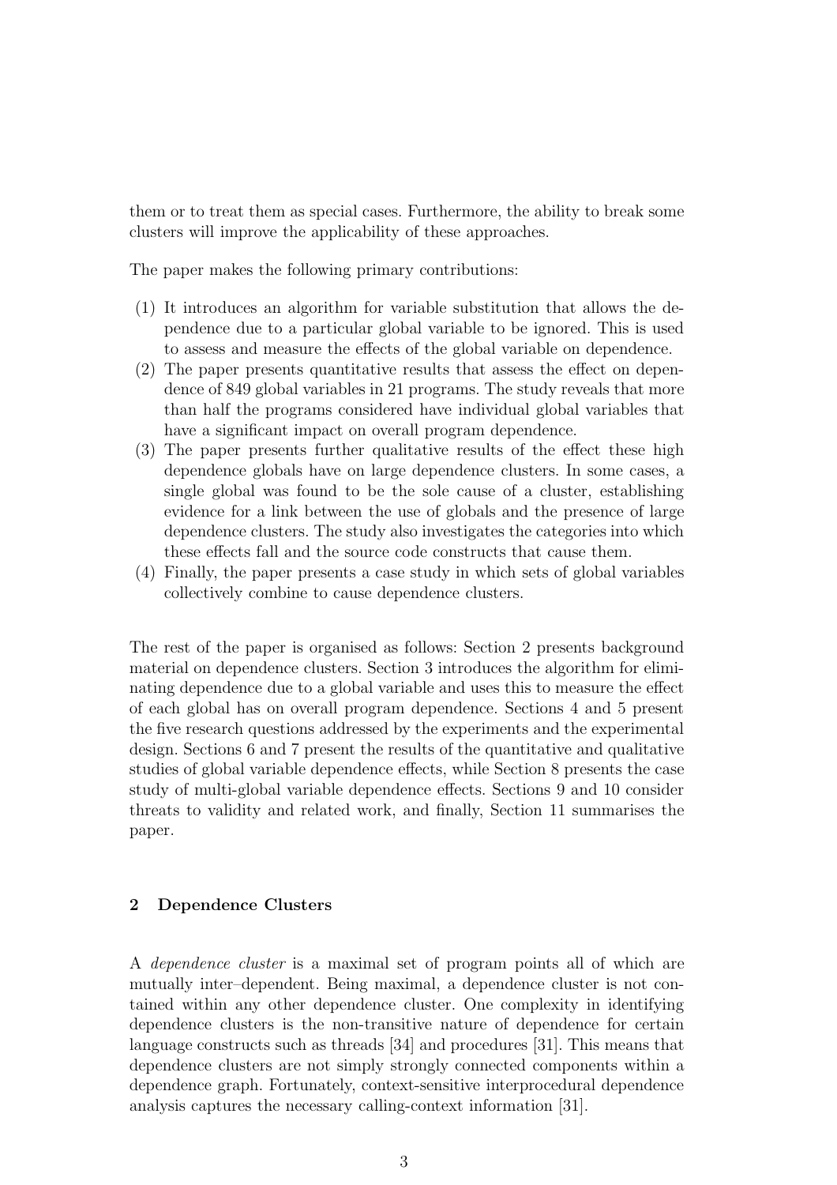them or to treat them as special cases. Furthermore, the ability to break some clusters will improve the applicability of these approaches.

The paper makes the following primary contributions:

(1) It introduces an algorithm for variable substitution that allows the dependence due to a particular global variable to be ignored. This is used to assess and measure the effects of the global variable on dependence.
(2) The paper presents quantitative results that assess the effect on dependence of 849 global variables in 21 programs. The study reveals that more than half the programs considered have individual global variables that have a significant impact on overall program dependence.
(3) The paper presents further qualitative results of the effect these high dependence globals have on large dependence clusters. In some cases, a single global was found to be the sole cause of a cluster, establishing evidence for a link between the use of globals and the presence of large dependence clusters. The study also investigates the categories into which these effects fall and the source code constructs that cause them.
(4) Finally, the paper presents a case study in which sets of global variables collectively combine to cause dependence clusters.

The rest of the paper is organised as follows: Section 2 presents background material on dependence clusters. Section 3 introduces the algorithm for eliminating dependence due to a global variable and uses this to measure the effect of each global has on overall program dependence. Sections 4 and 5 present the five research questions addressed by the experiments and the experimental design. Sections 6 and 7 present the results of the quantitative and qualitative studies of global variable dependence effects, while Section 8 presents the case study of multi-global variable dependence effects. Sections 9 and 10 consider threats to validity and related work, and finally, Section 11 summarises the paper.

## 2 Dependence Clusters

A *dependence cluster* is a maximal set of program points all of which are mutually inter–dependent. Being maximal, a dependence cluster is not contained within any other dependence cluster. One complexity in identifying dependence clusters is the non-transitive nature of dependence for certain language constructs such as threads [34] and procedures [31]. This means that dependence clusters are not simply strongly connected components within a dependence graph. Fortunately, context-sensitive interprocedural dependence analysis captures the necessary calling-context information [31].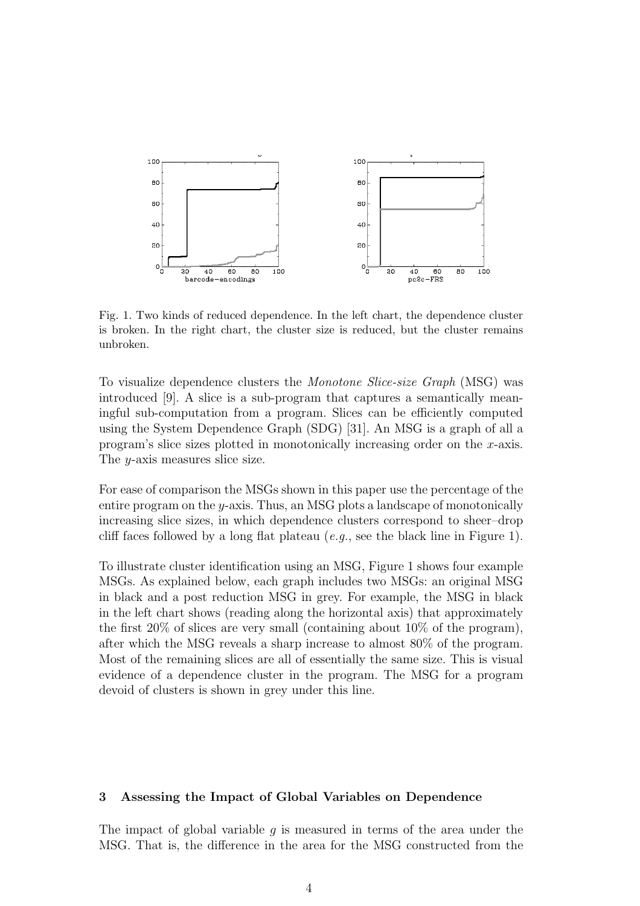Fig. 1. Two kinds of reduced dependence. In the left chart, the dependence cluster is broken. In the right chart, the cluster size is reduced, but the cluster remains unbroken.

To visualize dependence clusters the *Monotone Slice-size Graph* (MSG) was introduced [9]. A slice is a sub-program that captures a semantically meaningful sub-computation from a program. Slices can be efficiently computed using the System Dependence Graph (SDG) [31]. An MSG is a graph of all a program's slice sizes plotted in monotonically increasing order on the $x$-axis. The $y$-axis measures slice size.

For ease of comparison the MSGs shown in this paper use the percentage of the entire program on the $y$-axis. Thus, an MSG plots a landscape of monotonically increasing slice sizes, in which dependence clusters correspond to sheer–drop cliff faces followed by a long flat plateau (*e.g.*, see the black line in Figure 1).

To illustrate cluster identification using an MSG, Figure 1 shows four example MSGs. As explained below, each graph includes two MSGs: an original MSG in black and a post reduction MSG in grey. For example, the MSG in black in the left chart shows (reading along the horizontal axis) that approximately the first 20% of slices are very small (containing about 10% of the program), after which the MSG reveals a sharp increase to almost 80% of the program. Most of the remaining slices are all of essentially the same size. This is visual evidence of a dependence cluster in the program. The MSG for a program devoid of clusters is shown in grey under this line.

## 3 Assessing the Impact of Global Variables on Dependence

The impact of global variable $g$ is measured in terms of the area under the MSG. That is, the difference in the area for the MSG constructed from the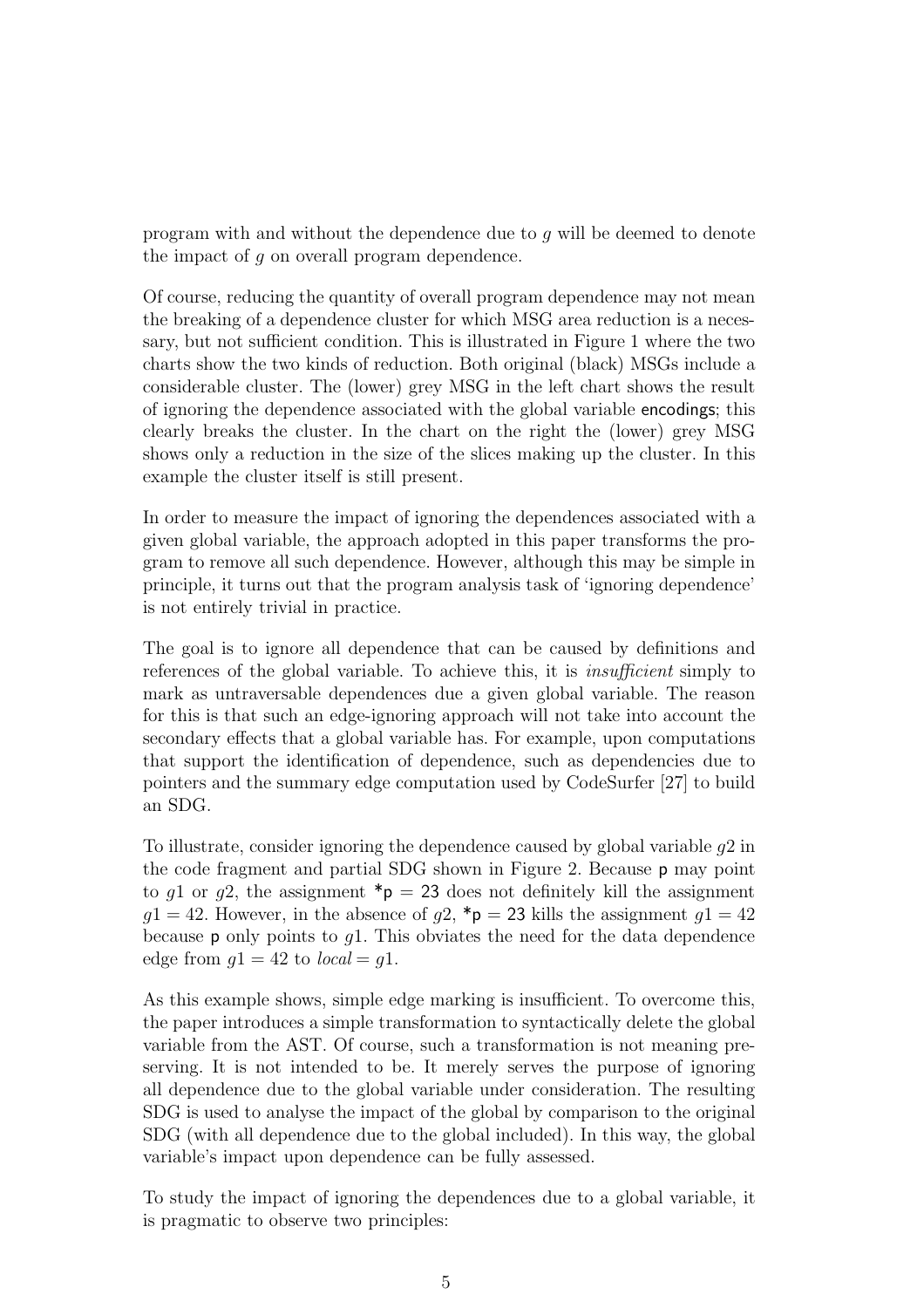program with and without the dependence due to $g$ will be deemed to denote the impact of $g$ on overall program dependence.

Of course, reducing the quantity of overall program dependence may not mean the breaking of a dependence cluster for which MSG area reduction is a necessary, but not sufficient condition. This is illustrated in Figure 1 where the two charts show the two kinds of reduction. Both original (black) MSGs include a considerable cluster. The (lower) grey MSG in the left chart shows the result of ignoring the dependence associated with the global variable encodings; this clearly breaks the cluster. In the chart on the right the (lower) grey MSG shows only a reduction in the size of the slices making up the cluster. In this example the cluster itself is still present.

In order to measure the impact of ignoring the dependences associated with a given global variable, the approach adopted in this paper transforms the program to remove all such dependence. However, although this may be simple in principle, it turns out that the program analysis task of 'ignoring dependence' is not entirely trivial in practice.

The goal is to ignore all dependence that can be caused by definitions and references of the global variable. To achieve this, it is *insufficient* simply to mark as untraversable dependences due a given global variable. The reason for this is that such an edge-ignoring approach will not take into account the secondary effects that a global variable has. For example, upon computations that support the identification of dependence, such as dependencies due to pointers and the summary edge computation used by CodeSurfer [27] to build an SDG.

To illustrate, consider ignoring the dependence caused by global variable $g2$ in the code fragment and partial SDG shown in Figure 2. Because p may point to $g1$ or $g2$, the assignment *p = 23 does not definitely kill the assignment $g1 = 42$. However, in the absence of $g2$, *p = 23 kills the assignment $g1 = 42$ because p only points to $g1$. This obviates the need for the data dependence edge from $g1 = 42$ to $local = g1$.

As this example shows, simple edge marking is insufficient. To overcome this, the paper introduces a simple transformation to syntactically delete the global variable from the AST. Of course, such a transformation is not meaning preserving. It is not intended to be. It merely serves the purpose of ignoring all dependence due to the global variable under consideration. The resulting SDG is used to analyse the impact of the global by comparison to the original SDG (with all dependence due to the global included). In this way, the global variable's impact upon dependence can be fully assessed.

To study the impact of ignoring the dependences due to a global variable, it is pragmatic to observe two principles: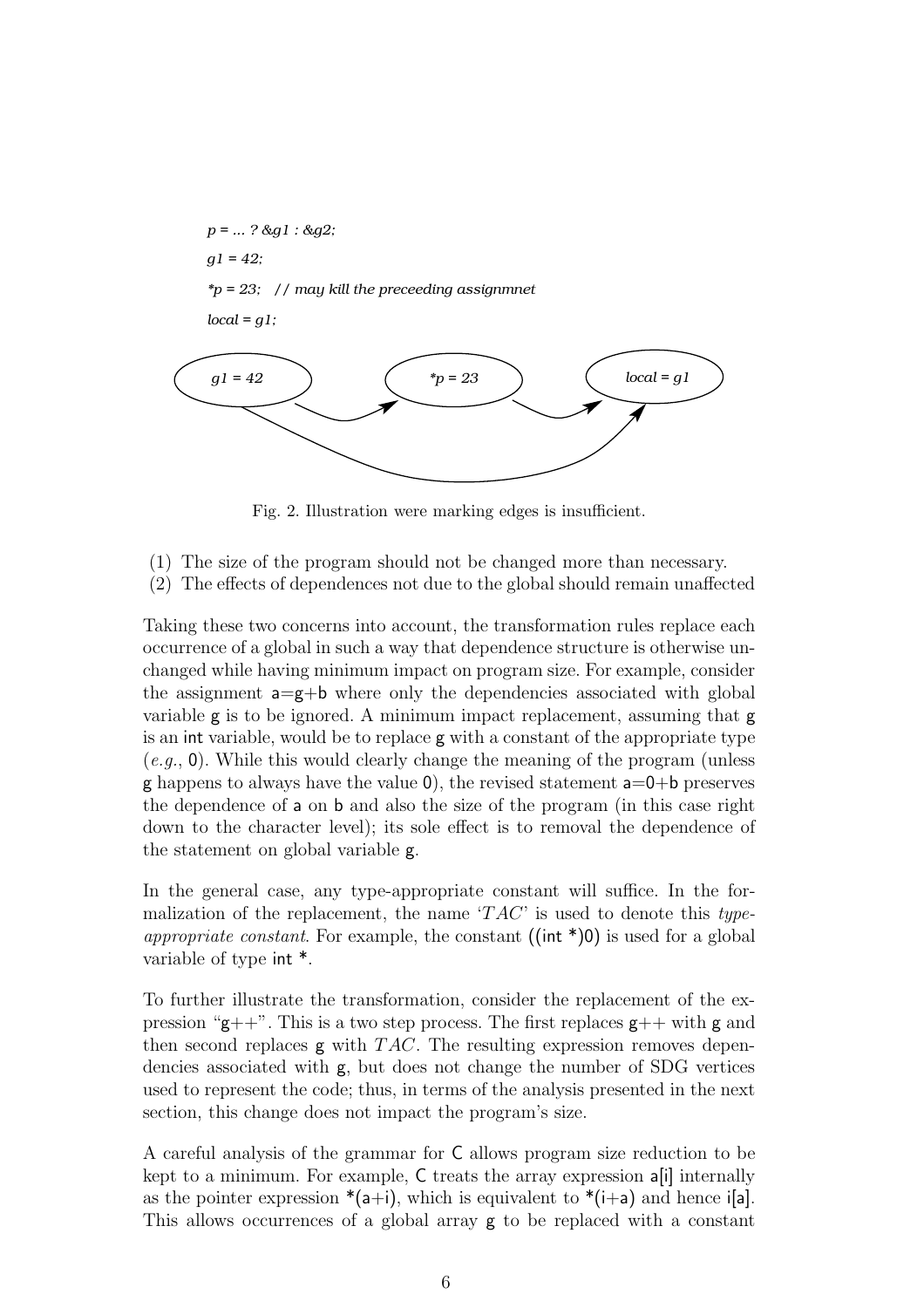```
p = ... ? &g1 : &g2;
g1 = 42;
*p = 23;   // may kill the preceeding assignmnet
local = g1;
```

Fig. 2. Illustration were marking edges is insufficient.

(1) The size of the program should not be changed more than necessary.
(2) The effects of dependences not due to the global should remain unaffected

Taking these two concerns into account, the transformation rules replace each occurrence of a global in such a way that dependence structure is otherwise unchanged while having minimum impact on program size. For example, consider the assignment a=g+b where only the dependencies associated with global variable g is to be ignored. A minimum impact replacement, assuming that g is an int variable, would be to replace g with a constant of the appropriate type (*e.g.*, 0). While this would clearly change the meaning of the program (unless g happens to always have the value 0), the revised statement a=0+b preserves the dependence of a on b and also the size of the program (in this case right down to the character level); its sole effect is to removal the dependence of the statement on global variable g.

In the general case, any type-appropriate constant will suffice. In the formalization of the replacement, the name '$TAC$' is used to denote this *type-appropriate constant*. For example, the constant ((int *)0) is used for a global variable of type int *.

To further illustrate the transformation, consider the replacement of the expression "g++". This is a two step process. The first replaces g++ with g and then second replaces g with $TAC$. The resulting expression removes dependencies associated with g, but does not change the number of SDG vertices used to represent the code; thus, in terms of the analysis presented in the next section, this change does not impact the program's size.

A careful analysis of the grammar for C allows program size reduction to be kept to a minimum. For example, C treats the array expression a[i] internally as the pointer expression *(a+i), which is equivalent to *(i+a) and hence i[a]. This allows occurrences of a global array g to be replaced with a constant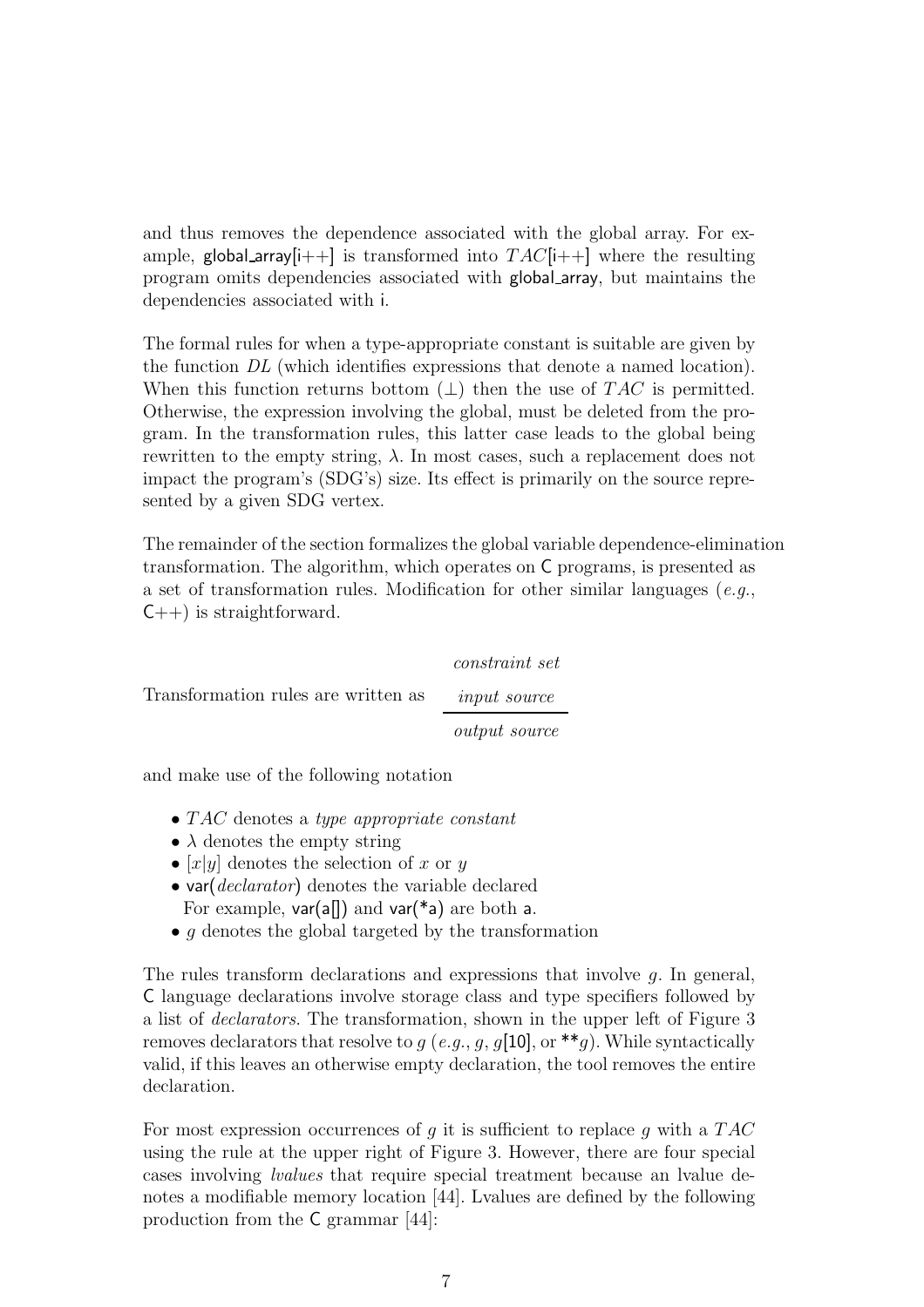and thus removes the dependence associated with the global array. For example, global_array[i++] is transformed into $TAC$[i++] where the resulting program omits dependencies associated with global_array, but maintains the dependencies associated with i.

The formal rules for when a type-appropriate constant is suitable are given by the function $DL$ (which identifies expressions that denote a named location). When this function returns bottom ($\perp$) then the use of $TAC$ is permitted. Otherwise, the expression involving the global, must be deleted from the program. In the transformation rules, this latter case leads to the global being rewritten to the empty string, $\lambda$. In most cases, such a replacement does not impact the program's (SDG's) size. Its effect is primarily on the source represented by a given SDG vertex.

The remainder of the section formalizes the global variable dependence-elimination transformation. The algorithm, which operates on C programs, is presented as a set of transformation rules. Modification for other similar languages (*e.g.*, C++) is straightforward.

Transformation rules are written as

$$\frac{\begin{array}{c}\textit{constraint set}\\ \textit{input source}\end{array}}{\textit{output source}}$$

and make use of the following notation

- $TAC$ denotes a *type appropriate constant*
- $\lambda$ denotes the empty string
- $[x|y]$ denotes the selection of $x$ or $y$
- var(*declarator*) denotes the variable declared
  For example, var(a[]) and var(*a) are both a.
- $g$ denotes the global targeted by the transformation

The rules transform declarations and expressions that involve $g$. In general, C language declarations involve storage class and type specifiers followed by a list of *declarators*. The transformation, shown in the upper left of Figure 3 removes declarators that resolve to $g$ (*e.g.*, $g$, $g$[10], or **$g$). While syntactically valid, if this leaves an otherwise empty declaration, the tool removes the entire declaration.

For most expression occurrences of $g$ it is sufficient to replace $g$ with a $TAC$ using the rule at the upper right of Figure 3. However, there are four special cases involving *lvalues* that require special treatment because an lvalue denotes a modifiable memory location [44]. Lvalues are defined by the following production from the C grammar [44]: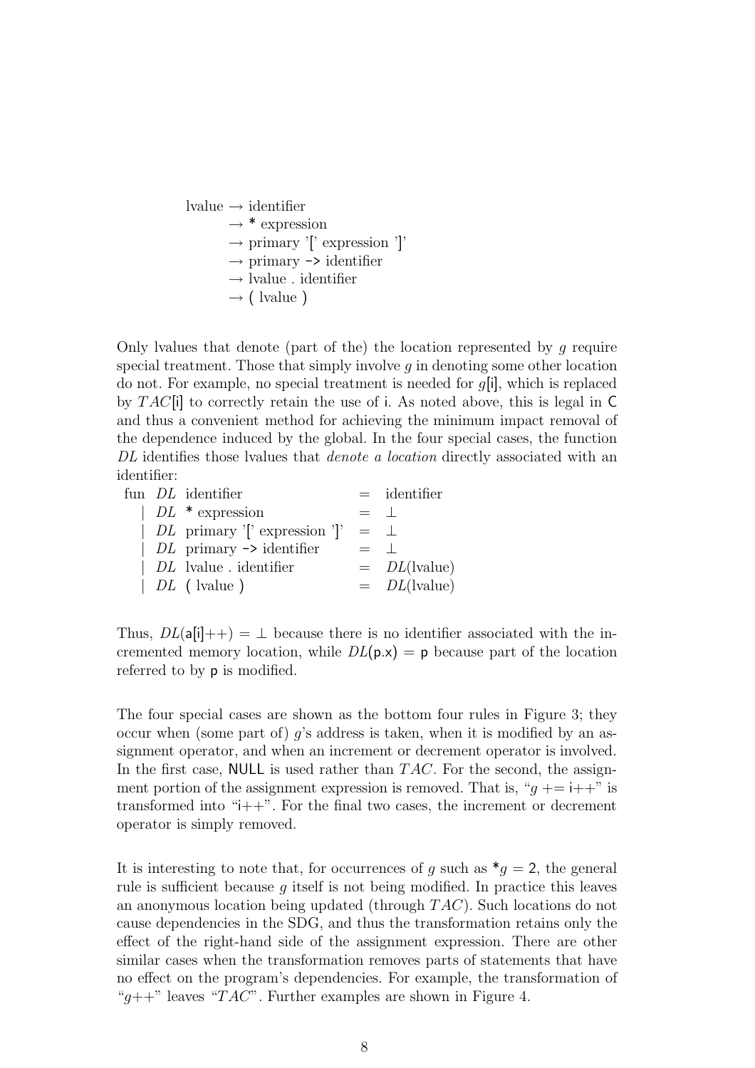```
lvalue → identifier
       → * expression
       → primary '[' expression ']'
       → primary -> identifier
       → lvalue . identifier
       → ( lvalue )
```

Only lvalues that denote (part of the) the location represented by $g$ require special treatment. Those that simply involve $g$ in denoting some other location do not. For example, no special treatment is needed for $g$[i], which is replaced by $TAC$[i] to correctly retain the use of i. As noted above, this is legal in C and thus a convenient method for achieving the minimum impact removal of the dependence induced by the global. In the four special cases, the function $DL$ identifies those lvalues that *denote a location* directly associated with an identifier:

```
fun DL identifier                   = identifier
  | DL * expression                 = ⊥
  | DL primary '[' expression ']'   = ⊥
  | DL primary -> identifier        = ⊥
  | DL lvalue . identifier          = DL(lvalue)
  | DL ( lvalue )                   = DL(lvalue)
```

Thus, $DL$(a[i]++) $= \perp$ because there is no identifier associated with the incremented memory location, while $DL$(p.x) = p because part of the location referred to by p is modified.

The four special cases are shown as the bottom four rules in Figure 3; they occur when (some part of) $g$'s address is taken, when it is modified by an assignment operator, and when an increment or decrement operator is involved. In the first case, NULL is used rather than $TAC$. For the second, the assignment portion of the assignment expression is removed. That is, "$g$ += i++" is transformed into "i++". For the final two cases, the increment or decrement operator is simply removed.

It is interesting to note that, for occurrences of $g$ such as *$g$ = 2, the general rule is sufficient because $g$ itself is not being modified. In practice this leaves an anonymous location being updated (through $TAC$). Such locations do not cause dependencies in the SDG, and thus the transformation retains only the effect of the right-hand side of the assignment expression. There are other similar cases when the transformation removes parts of statements that have no effect on the program's dependencies. For example, the transformation of "$g$++" leaves "$TAC$". Further examples are shown in Figure 4.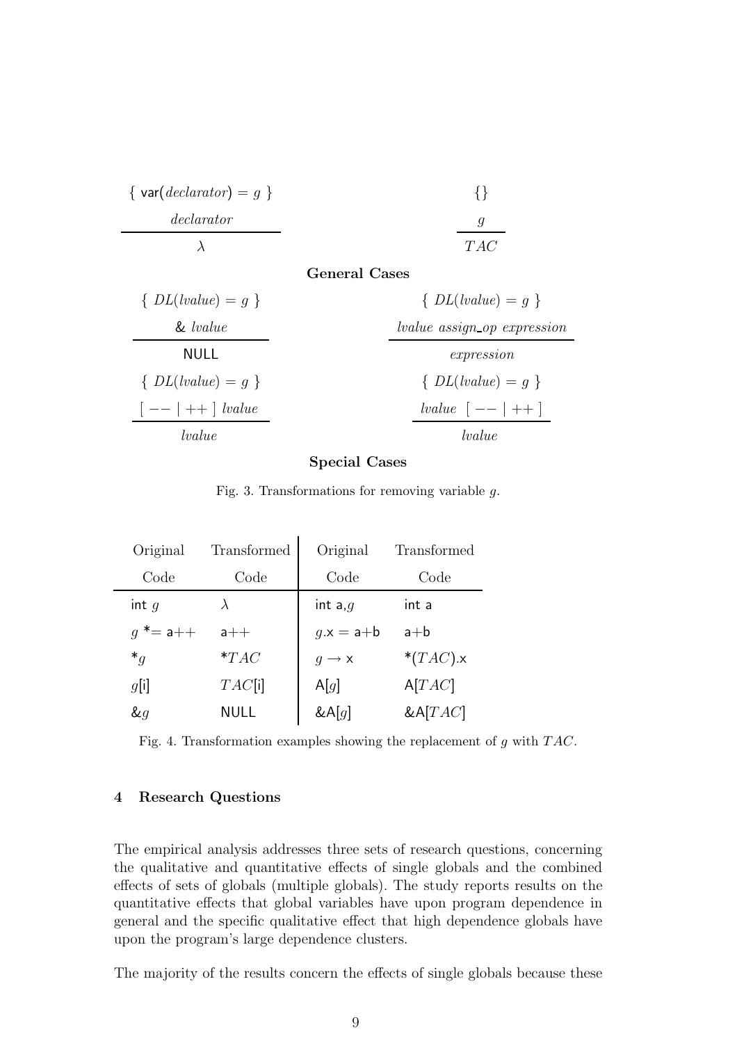$$\frac{\{\ \mathsf{var}(\textit{declarator}) = g\ \}\quad \textit{declarator}}{\lambda} \qquad\qquad \frac{\{\}\quad g}{TAC}$$

**General Cases**

$$\frac{\{\ DL(\textit{lvalue}) = g\ \}\quad \&\ \textit{lvalue}}{\mathsf{NULL}} \qquad\qquad \frac{\{\ DL(\textit{lvalue}) = g\ \}\quad \textit{lvalue assign\_op expression}}{\textit{expression}}$$

$$\frac{\{\ DL(\textit{lvalue}) = g\ \}\quad [\ --\ |\ ++\ ]\ \textit{lvalue}}{\textit{lvalue}} \qquad\qquad \frac{\{\ DL(\textit{lvalue}) = g\ \}\quad \textit{lvalue}\ [\ --\ |\ ++\ ]}{\textit{lvalue}}$$

**Special Cases**

Fig. 3. Transformations for removing variable $g$.

| Original Code | Transformed Code | Original Code | Transformed Code |
|---|---|---|---|
| int $g$ | $\lambda$ | int a,$g$ | int a |
| $g$ *= a++ | a++ | $g$.x = a+b | a+b |
| *$g$ | *$TAC$ | $g \rightarrow$ x | *($TAC$).x |
| $g$[i] | $TAC$[i] | A[$g$] | A[$TAC$] |
| &$g$ | NULL | &A[$g$] | &A[$TAC$] |

Fig. 4. Transformation examples showing the replacement of $g$ with $TAC$.

## 4 Research Questions

The empirical analysis addresses three sets of research questions, concerning the qualitative and quantitative effects of single globals and the combined effects of sets of globals (multiple globals). The study reports results on the quantitative effects that global variables have upon program dependence in general and the specific qualitative effect that high dependence globals have upon the program's large dependence clusters.

The majority of the results concern the effects of single globals because these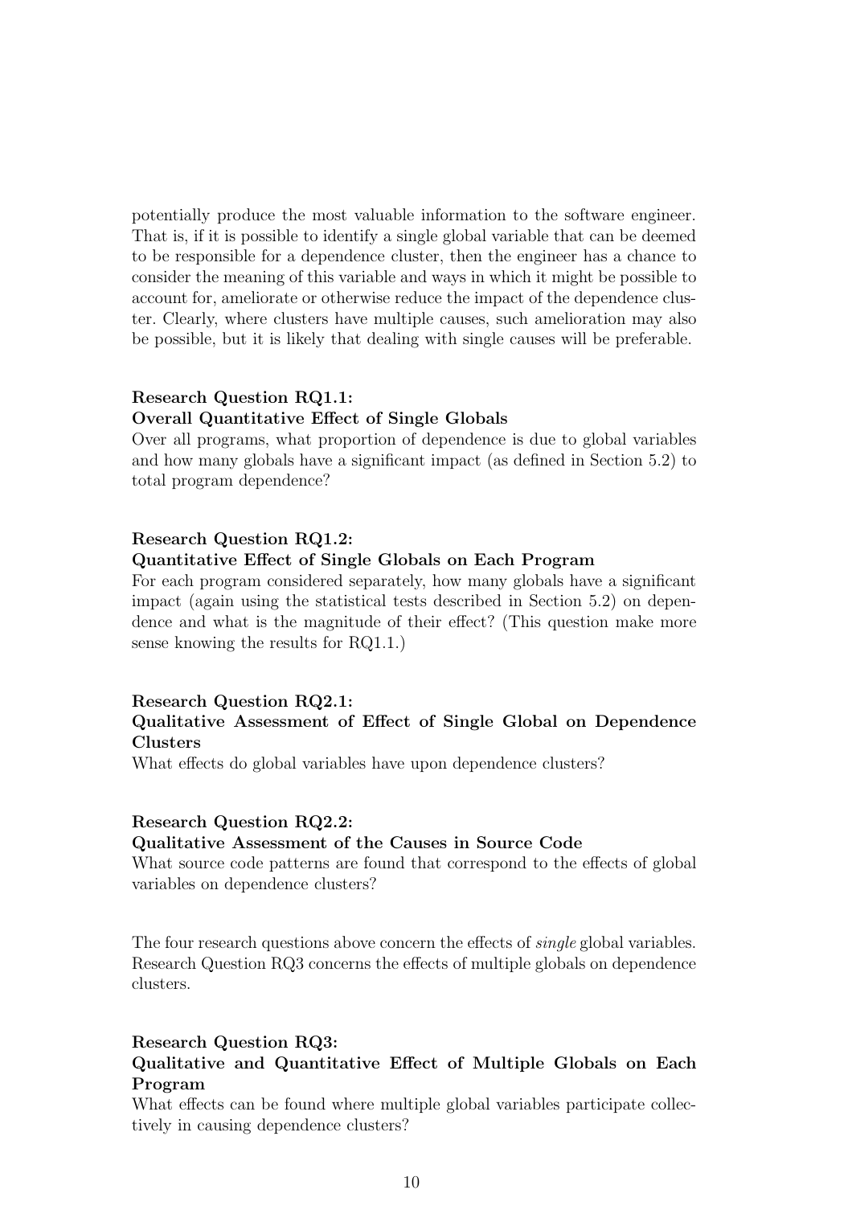potentially produce the most valuable information to the software engineer. That is, if it is possible to identify a single global variable that can be deemed to be responsible for a dependence cluster, then the engineer has a chance to consider the meaning of this variable and ways in which it might be possible to account for, ameliorate or otherwise reduce the impact of the dependence cluster. Clearly, where clusters have multiple causes, such amelioration may also be possible, but it is likely that dealing with single causes will be preferable.

**Research Question RQ1.1:**
**Overall Quantitative Effect of Single Globals**
Over all programs, what proportion of dependence is due to global variables and how many globals have a significant impact (as defined in Section 5.2) to total program dependence?

**Research Question RQ1.2:**
**Quantitative Effect of Single Globals on Each Program**
For each program considered separately, how many globals have a significant impact (again using the statistical tests described in Section 5.2) on dependence and what is the magnitude of their effect? (This question make more sense knowing the results for RQ1.1.)

**Research Question RQ2.1:**
**Qualitative Assessment of Effect of Single Global on Dependence Clusters**
What effects do global variables have upon dependence clusters?

**Research Question RQ2.2:**
**Qualitative Assessment of the Causes in Source Code**
What source code patterns are found that correspond to the effects of global variables on dependence clusters?

The four research questions above concern the effects of *single* global variables. Research Question RQ3 concerns the effects of multiple globals on dependence clusters.

**Research Question RQ3:**
**Qualitative and Quantitative Effect of Multiple Globals on Each Program**
What effects can be found where multiple global variables participate collectively in causing dependence clusters?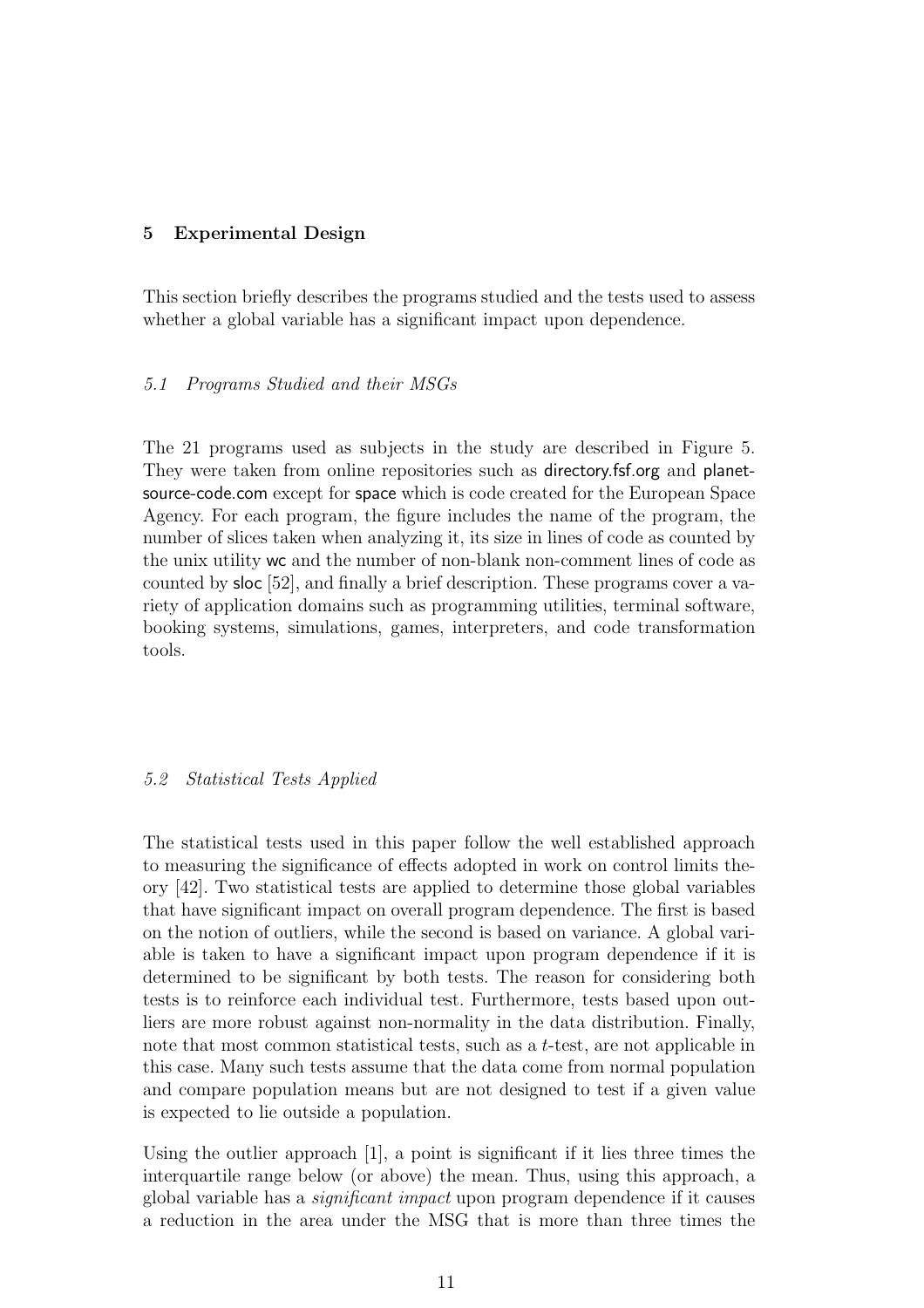## 5 Experimental Design

This section briefly describes the programs studied and the tests used to assess whether a global variable has a significant impact upon dependence.

### *5.1 Programs Studied and their MSGs*

The 21 programs used as subjects in the study are described in Figure 5. They were taken from online repositories such as directory.fsf.org and planet-source-code.com except for space which is code created for the European Space Agency. For each program, the figure includes the name of the program, the number of slices taken when analyzing it, its size in lines of code as counted by the unix utility wc and the number of non-blank non-comment lines of code as counted by sloc [52], and finally a brief description. These programs cover a variety of application domains such as programming utilities, terminal software, booking systems, simulations, games, interpreters, and code transformation tools.

### *5.2 Statistical Tests Applied*

The statistical tests used in this paper follow the well established approach to measuring the significance of effects adopted in work on control limits theory [42]. Two statistical tests are applied to determine those global variables that have significant impact on overall program dependence. The first is based on the notion of outliers, while the second is based on variance. A global variable is taken to have a significant impact upon program dependence if it is determined to be significant by both tests. The reason for considering both tests is to reinforce each individual test. Furthermore, tests based upon outliers are more robust against non-normality in the data distribution. Finally, note that most common statistical tests, such as a $t$-test, are not applicable in this case. Many such tests assume that the data come from normal population and compare population means but are not designed to test if a given value is expected to lie outside a population.

Using the outlier approach [1], a point is significant if it lies three times the interquartile range below (or above) the mean. Thus, using this approach, a global variable has a *significant impact* upon program dependence if it causes a reduction in the area under the MSG that is more than three times the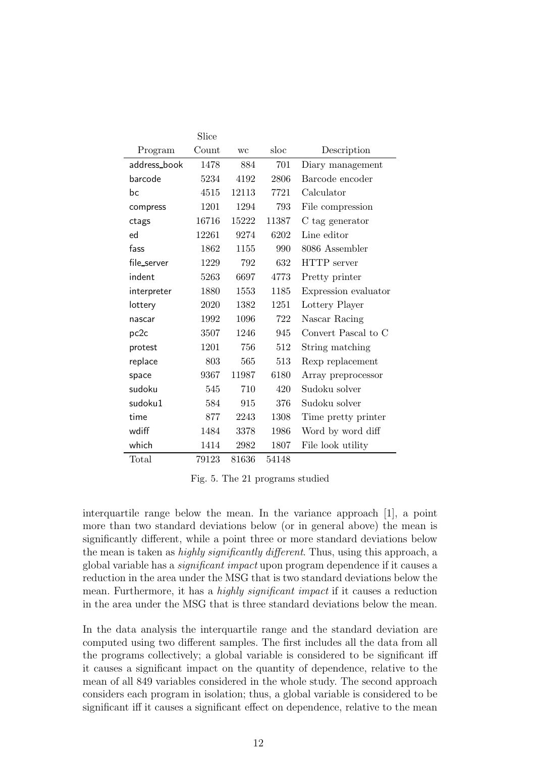| Program | Slice Count | wc | sloc | Description |
|---|---|---|---|---|
| address_book | 1478 | 884 | 701 | Diary management |
| barcode | 5234 | 4192 | 2806 | Barcode encoder |
| bc | 4515 | 12113 | 7721 | Calculator |
| compress | 1201 | 1294 | 793 | File compression |
| ctags | 16716 | 15222 | 11387 | C tag generator |
| ed | 12261 | 9274 | 6202 | Line editor |
| fass | 1862 | 1155 | 990 | 8086 Assembler |
| file_server | 1229 | 792 | 632 | HTTP server |
| indent | 5263 | 6697 | 4773 | Pretty printer |
| interpreter | 1880 | 1553 | 1185 | Expression evaluator |
| lottery | 2020 | 1382 | 1251 | Lottery Player |
| nascar | 1992 | 1096 | 722 | Nascar Racing |
| pc2c | 3507 | 1246 | 945 | Convert Pascal to C |
| protest | 1201 | 756 | 512 | String matching |
| replace | 803 | 565 | 513 | Rexp replacement |
| space | 9367 | 11987 | 6180 | Array preprocessor |
| sudoku | 545 | 710 | 420 | Sudoku solver |
| sudoku1 | 584 | 915 | 376 | Sudoku solver |
| time | 877 | 2243 | 1308 | Time pretty printer |
| wdiff | 1484 | 3378 | 1986 | Word by word diff |
| which | 1414 | 2982 | 1807 | File look utility |
| Total | 79123 | 81636 | 54148 | |

Fig. 5. The 21 programs studied

interquartile range below the mean. In the variance approach [1], a point more than two standard deviations below (or in general above) the mean is significantly different, while a point three or more standard deviations below the mean is taken as *highly significantly different*. Thus, using this approach, a global variable has a *significant impact* upon program dependence if it causes a reduction in the area under the MSG that is two standard deviations below the mean. Furthermore, it has a *highly significant impact* if it causes a reduction in the area under the MSG that is three standard deviations below the mean.

In the data analysis the interquartile range and the standard deviation are computed using two different samples. The first includes all the data from all the programs collectively; a global variable is considered to be significant iff it causes a significant impact on the quantity of dependence, relative to the mean of all 849 variables considered in the whole study. The second approach considers each program in isolation; thus, a global variable is considered to be significant iff it causes a significant effect on dependence, relative to the mean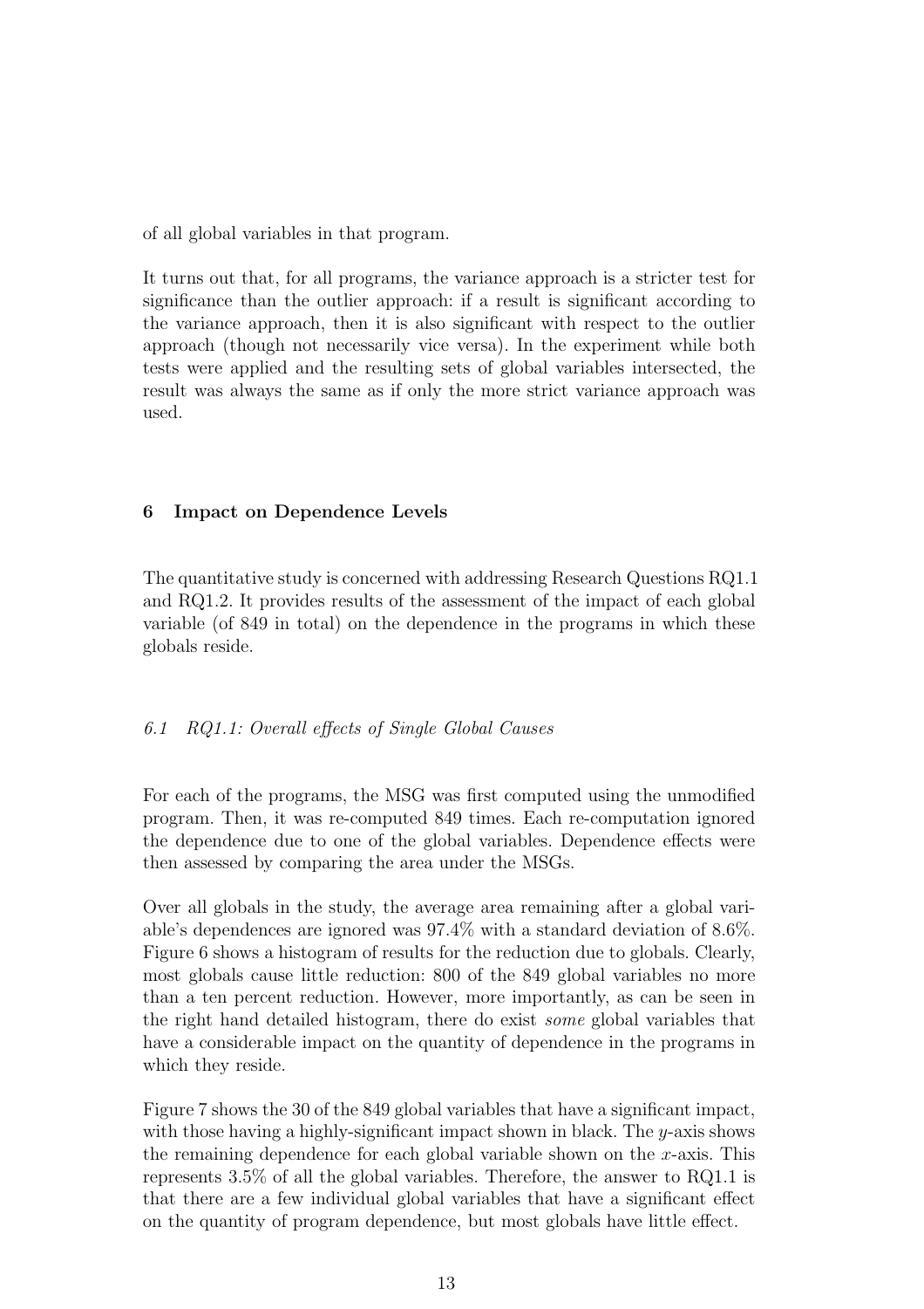of all global variables in that program.

It turns out that, for all programs, the variance approach is a stricter test for significance than the outlier approach: if a result is significant according to the variance approach, then it is also significant with respect to the outlier approach (though not necessarily vice versa). In the experiment while both tests were applied and the resulting sets of global variables intersected, the result was always the same as if only the more strict variance approach was used.

## 6 Impact on Dependence Levels

The quantitative study is concerned with addressing Research Questions RQ1.1 and RQ1.2. It provides results of the assessment of the impact of each global variable (of 849 in total) on the dependence in the programs in which these globals reside.

### *6.1 RQ1.1: Overall effects of Single Global Causes*

For each of the programs, the MSG was first computed using the unmodified program. Then, it was re-computed 849 times. Each re-computation ignored the dependence due to one of the global variables. Dependence effects were then assessed by comparing the area under the MSGs.

Over all globals in the study, the average area remaining after a global variable's dependences are ignored was 97.4% with a standard deviation of 8.6%. Figure 6 shows a histogram of results for the reduction due to globals. Clearly, most globals cause little reduction: 800 of the 849 global variables no more than a ten percent reduction. However, more importantly, as can be seen in the right hand detailed histogram, there do exist *some* global variables that have a considerable impact on the quantity of dependence in the programs in which they reside.

Figure 7 shows the 30 of the 849 global variables that have a significant impact, with those having a highly-significant impact shown in black. The $y$-axis shows the remaining dependence for each global variable shown on the $x$-axis. This represents 3.5% of all the global variables. Therefore, the answer to RQ1.1 is that there are a few individual global variables that have a significant effect on the quantity of program dependence, but most globals have little effect.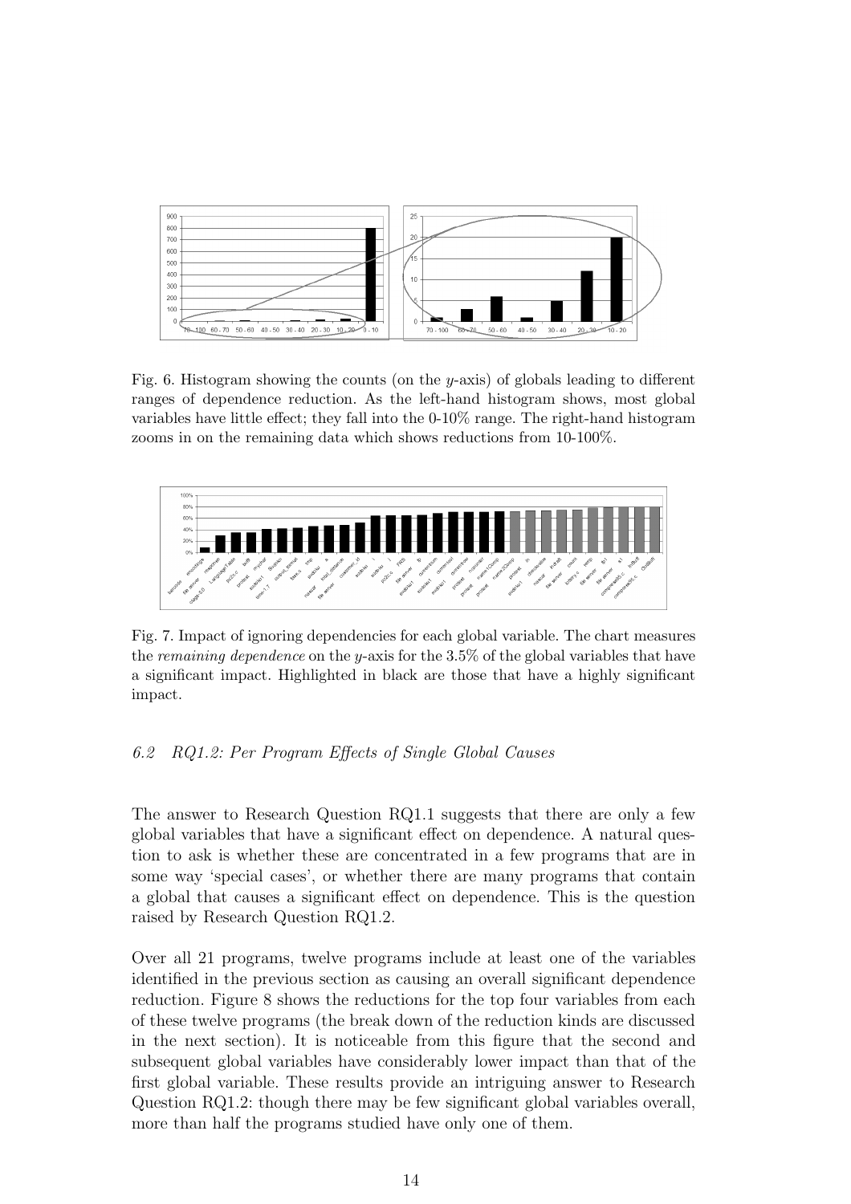Fig. 6. Histogram showing the counts (on the $y$-axis) of globals leading to different ranges of dependence reduction. As the left-hand histogram shows, most global variables have little effect; they fall into the 0-10% range. The right-hand histogram zooms in on the remaining data which shows reductions from 10-100%.

Fig. 7. Impact of ignoring dependencies for each global variable. The chart measures the *remaining dependence* on the $y$-axis for the 3.5% of the global variables that have a significant impact. Highlighted in black are those that have a highly significant impact.

### 6.2 RQ1.2: Per Program Effects of Single Global Causes

The answer to Research Question RQ1.1 suggests that there are only a few global variables that have a significant effect on dependence. A natural question to ask is whether these are concentrated in a few programs that are in some way 'special cases', or whether there are many programs that contain a global that causes a significant effect on dependence. This is the question raised by Research Question RQ1.2.

Over all 21 programs, twelve programs include at least one of the variables identified in the previous section as causing an overall significant dependence reduction. Figure 8 shows the reductions for the top four variables from each of these twelve programs (the break down of the reduction kinds are discussed in the next section). It is noticeable from this figure that the second and subsequent global variables have considerably lower impact than that of the first global variable. These results provide an intriguing answer to Research Question RQ1.2: though there may be few significant global variables overall, more than half the programs studied have only one of them.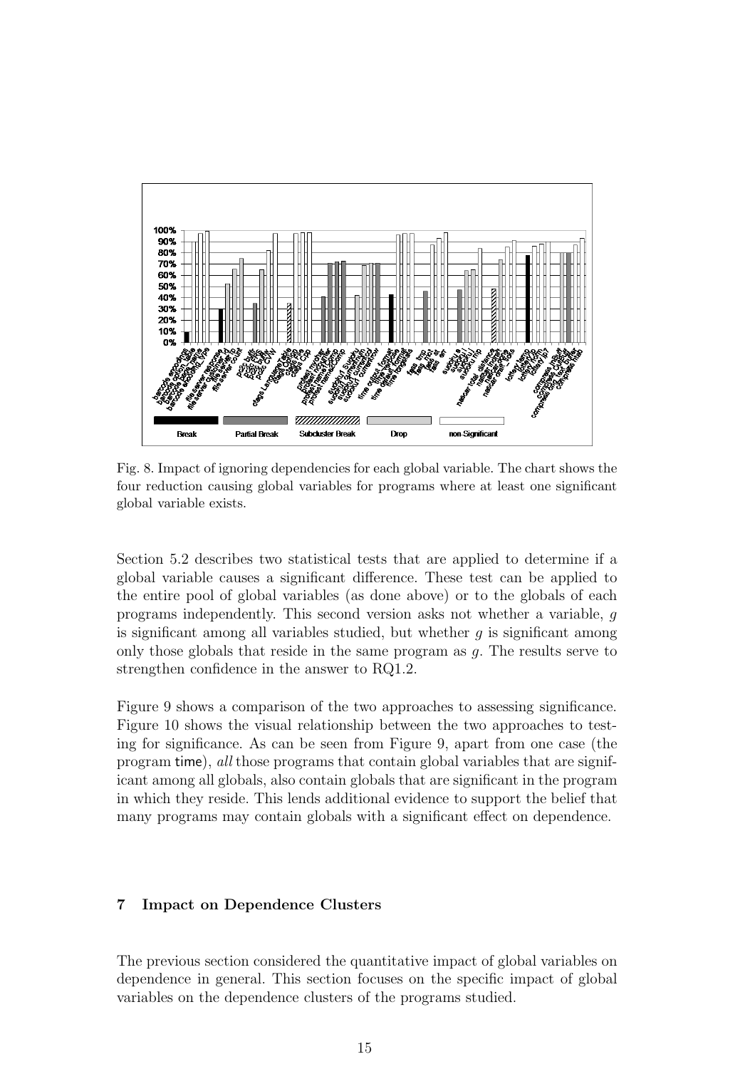Fig. 8. Impact of ignoring dependencies for each global variable. The chart shows the four reduction causing global variables for programs where at least one significant global variable exists.

Section 5.2 describes two statistical tests that are applied to determine if a global variable causes a significant difference. These test can be applied to the entire pool of global variables (as done above) or to the globals of each programs independently. This second version asks not whether a variable, $g$ is significant among all variables studied, but whether $g$ is significant among only those globals that reside in the same program as $g$. The results serve to strengthen confidence in the answer to RQ1.2.

Figure 9 shows a comparison of the two approaches to assessing significance. Figure 10 shows the visual relationship between the two approaches to testing for significance. As can be seen from Figure 9, apart from one case (the program time), *all* those programs that contain global variables that are significant among all globals, also contain globals that are significant in the program in which they reside. This lends additional evidence to support the belief that many programs may contain globals with a significant effect on dependence.

## 7 Impact on Dependence Clusters

The previous section considered the quantitative impact of global variables on dependence in general. This section focuses on the specific impact of global variables on the dependence clusters of the programs studied.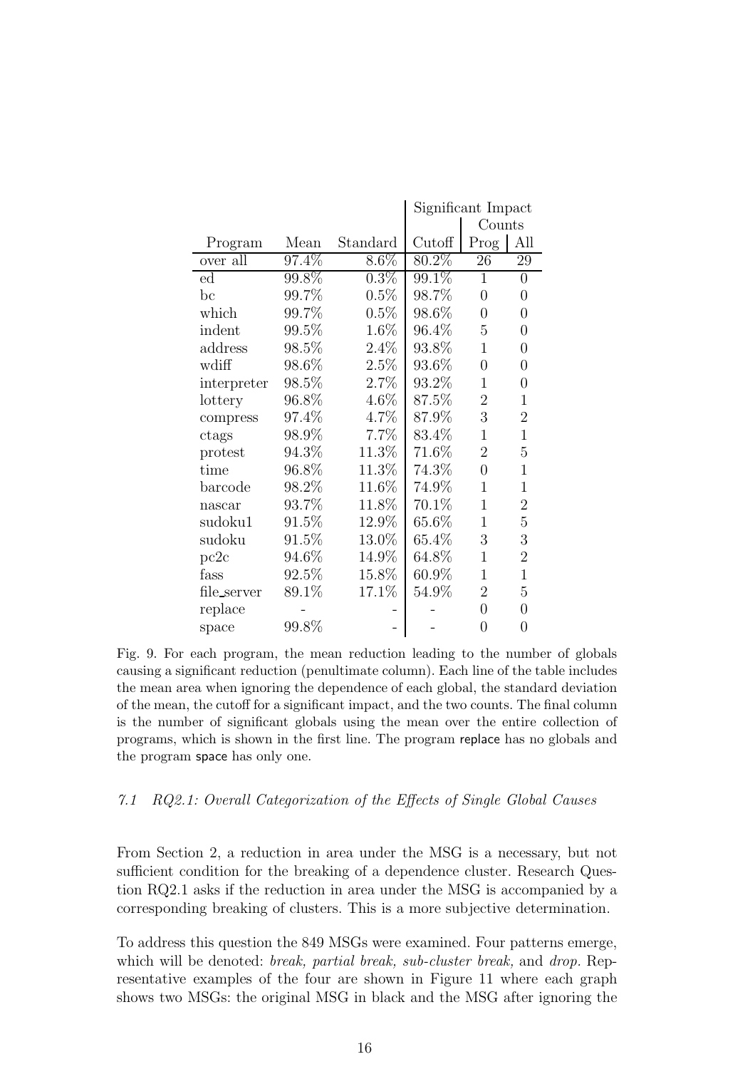| Program | Mean | Standard | Significant Impact | Counts | |
|---|---|---|---|---|---|
| | | | Cutoff | Prog | All |
| over all | 97.4% | 8.6% | 80.2% | 26 | 29 |
| ed | 99.8% | 0.3% | 99.1% | 1 | 0 |
| bc | 99.7% | 0.5% | 98.7% | 0 | 0 |
| which | 99.7% | 0.5% | 98.6% | 0 | 0 |
| indent | 99.5% | 1.6% | 96.4% | 5 | 0 |
| address | 98.5% | 2.4% | 93.8% | 1 | 0 |
| wdiff | 98.6% | 2.5% | 93.6% | 0 | 0 |
| interpreter | 98.5% | 2.7% | 93.2% | 1 | 0 |
| lottery | 96.8% | 4.6% | 87.5% | 2 | 1 |
| compress | 97.4% | 4.7% | 87.9% | 3 | 2 |
| ctags | 98.9% | 7.7% | 83.4% | 1 | 1 |
| protest | 94.3% | 11.3% | 71.6% | 2 | 5 |
| time | 96.8% | 11.3% | 74.3% | 0 | 1 |
| barcode | 98.2% | 11.6% | 74.9% | 1 | 1 |
| nascar | 93.7% | 11.8% | 70.1% | 1 | 2 |
| sudoku1 | 91.5% | 12.9% | 65.6% | 1 | 5 |
| sudoku | 91.5% | 13.0% | 65.4% | 3 | 3 |
| pc2c | 94.6% | 14.9% | 64.8% | 1 | 2 |
| fass | 92.5% | 15.8% | 60.9% | 1 | 1 |
| file_server | 89.1% | 17.1% | 54.9% | 2 | 5 |
| replace | - | - | - | 0 | 0 |
| space | 99.8% | - | - | 0 | 0 |

Fig. 9. For each program, the mean reduction leading to the number of globals causing a significant reduction (penultimate column). Each line of the table includes the mean area when ignoring the dependence of each global, the standard deviation of the mean, the cutoff for a significant impact, and the two counts. The final column is the number of significant globals using the mean over the entire collection of programs, which is shown in the first line. The program replace has no globals and the program space has only one.

### 7.1 RQ2.1: Overall Categorization of the Effects of Single Global Causes

From Section 2, a reduction in area under the MSG is a necessary, but not sufficient condition for the breaking of a dependence cluster. Research Question RQ2.1 asks if the reduction in area under the MSG is accompanied by a corresponding breaking of clusters. This is a more subjective determination.

To address this question the 849 MSGs were examined. Four patterns emerge, which will be denoted: *break, partial break, sub-cluster break,* and *drop.* Representative examples of the four are shown in Figure 11 where each graph shows two MSGs: the original MSG in black and the MSG after ignoring the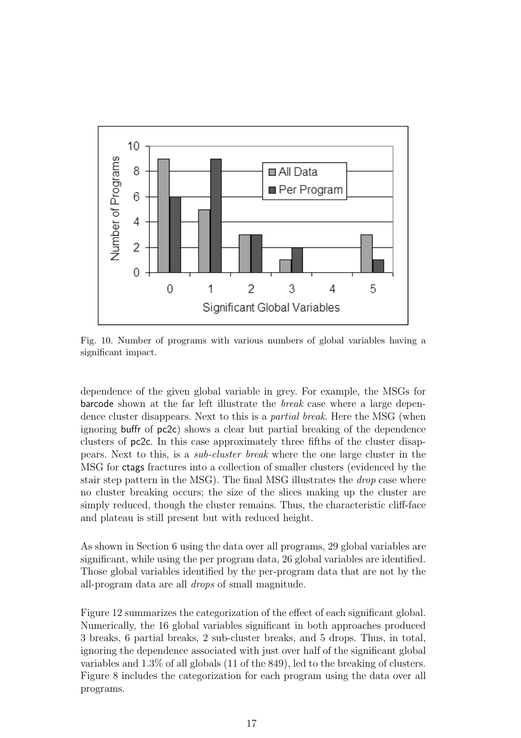Fig. 10. Number of programs with various numbers of global variables having a significant impact.

dependence of the given global variable in grey. For example, the MSGs for barcode shown at the far left illustrate the *break* case where a large dependence cluster disappears. Next to this is a *partial break*. Here the MSG (when ignoring buffr of pc2c) shows a clear but partial breaking of the dependence clusters of pc2c. In this case approximately three fifths of the cluster disappears. Next to this, is a *sub-cluster break* where the one large cluster in the MSG for ctags fractures into a collection of smaller clusters (evidenced by the stair step pattern in the MSG). The final MSG illustrates the *drop* case where no cluster breaking occurs; the size of the slices making up the cluster are simply reduced, though the cluster remains. Thus, the characteristic cliff-face and plateau is still present but with reduced height.

As shown in Section 6 using the data over all programs, 29 global variables are significant, while using the per program data, 26 global variables are identified. Those global variables identified by the per-program data that are not by the all-program data are all *drops* of small magnitude.

Figure 12 summarizes the categorization of the effect of each significant global. Numerically, the 16 global variables significant in both approaches produced 3 breaks, 6 partial breaks, 2 sub-cluster breaks, and 5 drops. Thus, in total, ignoring the dependence associated with just over half of the significant global variables and 1.3% of all globals (11 of the 849), led to the breaking of clusters. Figure 8 includes the categorization for each program using the data over all programs.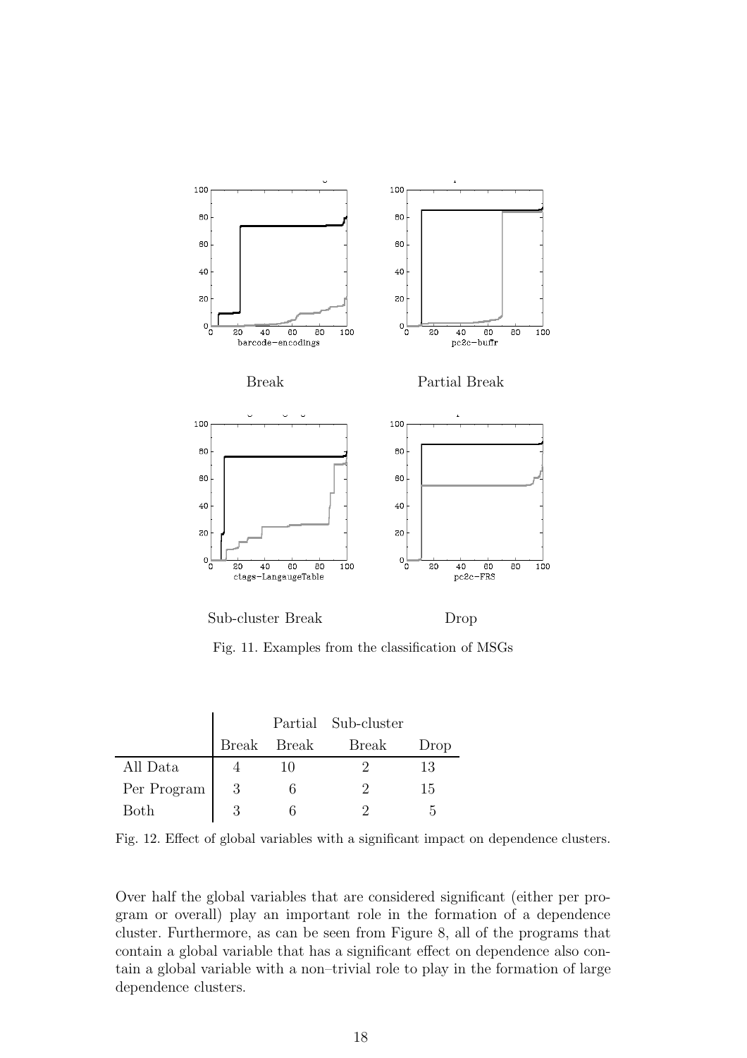Break

Partial Break

Sub-cluster Break

Drop

Fig. 11. Examples from the classification of MSGs

| | Break | Partial Break | Sub-cluster Break | Drop |
|---|---|---|---|---|
| All Data | 4 | 10 | 2 | 13 |
| Per Program | 3 | 6 | 2 | 15 |
| Both | 3 | 6 | 2 | 5 |

Fig. 12. Effect of global variables with a significant impact on dependence clusters.

Over half the global variables that are considered significant (either per program or overall) play an important role in the formation of a dependence cluster. Furthermore, as can be seen from Figure 8, all of the programs that contain a global variable that has a significant effect on dependence also contain a global variable with a non–trivial role to play in the formation of large dependence clusters.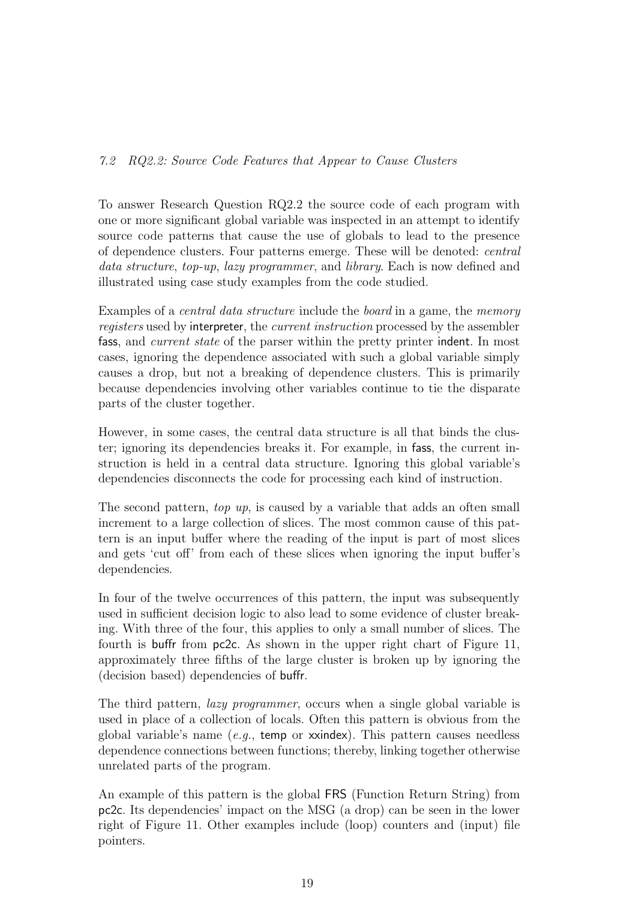### 7.2 RQ2.2: Source Code Features that Appear to Cause Clusters

To answer Research Question RQ2.2 the source code of each program with one or more significant global variable was inspected in an attempt to identify source code patterns that cause the use of globals to lead to the presence of dependence clusters. Four patterns emerge. These will be denoted: *central data structure*, *top-up*, *lazy programmer*, and *library*. Each is now defined and illustrated using case study examples from the code studied.

Examples of a *central data structure* include the *board* in a game, the *memory registers* used by interpreter, the *current instruction* processed by the assembler fass, and *current state* of the parser within the pretty printer indent. In most cases, ignoring the dependence associated with such a global variable simply causes a drop, but not a breaking of dependence clusters. This is primarily because dependencies involving other variables continue to tie the disparate parts of the cluster together.

However, in some cases, the central data structure is all that binds the cluster; ignoring its dependencies breaks it. For example, in fass, the current instruction is held in a central data structure. Ignoring this global variable's dependencies disconnects the code for processing each kind of instruction.

The second pattern, *top up*, is caused by a variable that adds an often small increment to a large collection of slices. The most common cause of this pattern is an input buffer where the reading of the input is part of most slices and gets 'cut off' from each of these slices when ignoring the input buffer's dependencies.

In four of the twelve occurrences of this pattern, the input was subsequently used in sufficient decision logic to also lead to some evidence of cluster breaking. With three of the four, this applies to only a small number of slices. The fourth is buffr from pc2c. As shown in the upper right chart of Figure 11, approximately three fifths of the large cluster is broken up by ignoring the (decision based) dependencies of buffr.

The third pattern, *lazy programmer*, occurs when a single global variable is used in place of a collection of locals. Often this pattern is obvious from the global variable's name (*e.g.*, temp or xxindex). This pattern causes needless dependence connections between functions; thereby, linking together otherwise unrelated parts of the program.

An example of this pattern is the global FRS (Function Return String) from pc2c. Its dependencies' impact on the MSG (a drop) can be seen in the lower right of Figure 11. Other examples include (loop) counters and (input) file pointers.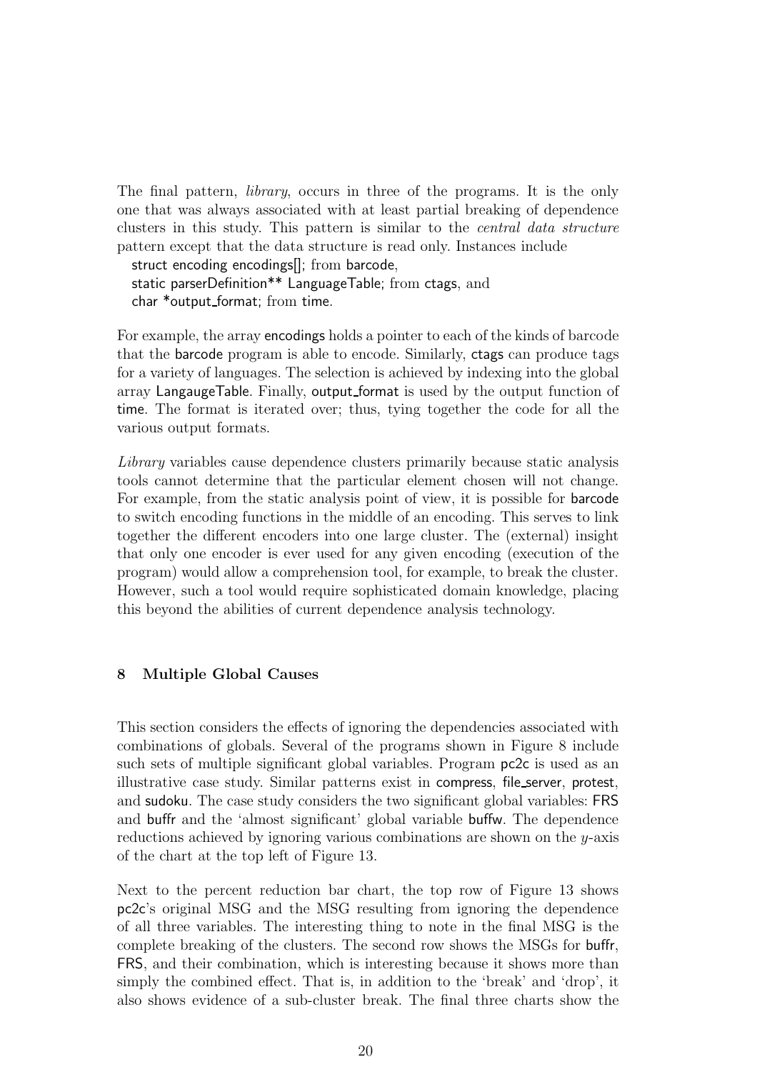The final pattern, *library*, occurs in three of the programs. It is the only one that was always associated with at least partial breaking of dependence clusters in this study. This pattern is similar to the *central data structure* pattern except that the data structure is read only. Instances include

struct encoding encodings[]; from barcode,
static parserDefinition** LanguageTable; from ctags, and
char *output_format; from time.

For example, the array encodings holds a pointer to each of the kinds of barcode that the barcode program is able to encode. Similarly, ctags can produce tags for a variety of languages. The selection is achieved by indexing into the global array LangaugeTable. Finally, output_format is used by the output function of time. The format is iterated over; thus, tying together the code for all the various output formats.

*Library* variables cause dependence clusters primarily because static analysis tools cannot determine that the particular element chosen will not change. For example, from the static analysis point of view, it is possible for barcode to switch encoding functions in the middle of an encoding. This serves to link together the different encoders into one large cluster. The (external) insight that only one encoder is ever used for any given encoding (execution of the program) would allow a comprehension tool, for example, to break the cluster. However, such a tool would require sophisticated domain knowledge, placing this beyond the abilities of current dependence analysis technology.

## 8 Multiple Global Causes

This section considers the effects of ignoring the dependencies associated with combinations of globals. Several of the programs shown in Figure 8 include such sets of multiple significant global variables. Program pc2c is used as an illustrative case study. Similar patterns exist in compress, file_server, protest, and sudoku. The case study considers the two significant global variables: FRS and buffr and the 'almost significant' global variable buffw. The dependence reductions achieved by ignoring various combinations are shown on the $y$-axis of the chart at the top left of Figure 13.

Next to the percent reduction bar chart, the top row of Figure 13 shows pc2c's original MSG and the MSG resulting from ignoring the dependence of all three variables. The interesting thing to note in the final MSG is the complete breaking of the clusters. The second row shows the MSGs for buffr, FRS, and their combination, which is interesting because it shows more than simply the combined effect. That is, in addition to the 'break' and 'drop', it also shows evidence of a sub-cluster break. The final three charts show the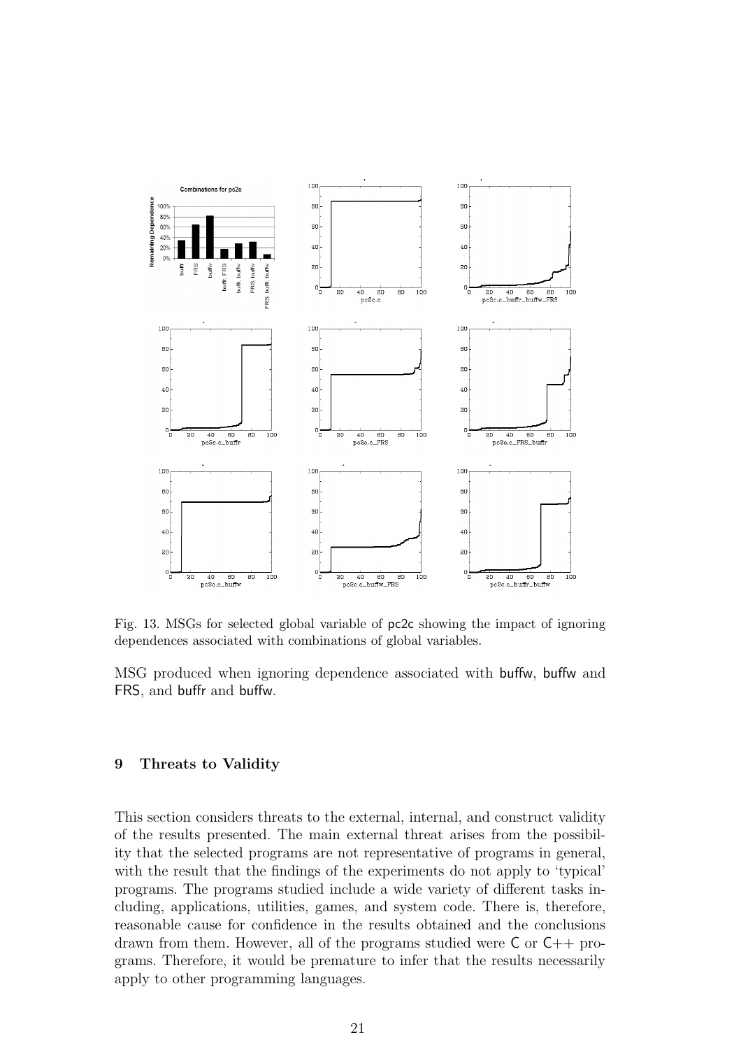Fig. 13. MSGs for selected global variable of pc2c showing the impact of ignoring dependences associated with combinations of global variables.

MSG produced when ignoring dependence associated with buffw, buffw and FRS, and buffr and buffw.

## 9 Threats to Validity

This section considers threats to the external, internal, and construct validity of the results presented. The main external threat arises from the possibility that the selected programs are not representative of programs in general, with the result that the findings of the experiments do not apply to 'typical' programs. The programs studied include a wide variety of different tasks including, applications, utilities, games, and system code. There is, therefore, reasonable cause for confidence in the results obtained and the conclusions drawn from them. However, all of the programs studied were C or C++ programs. Therefore, it would be premature to infer that the results necessarily apply to other programming languages.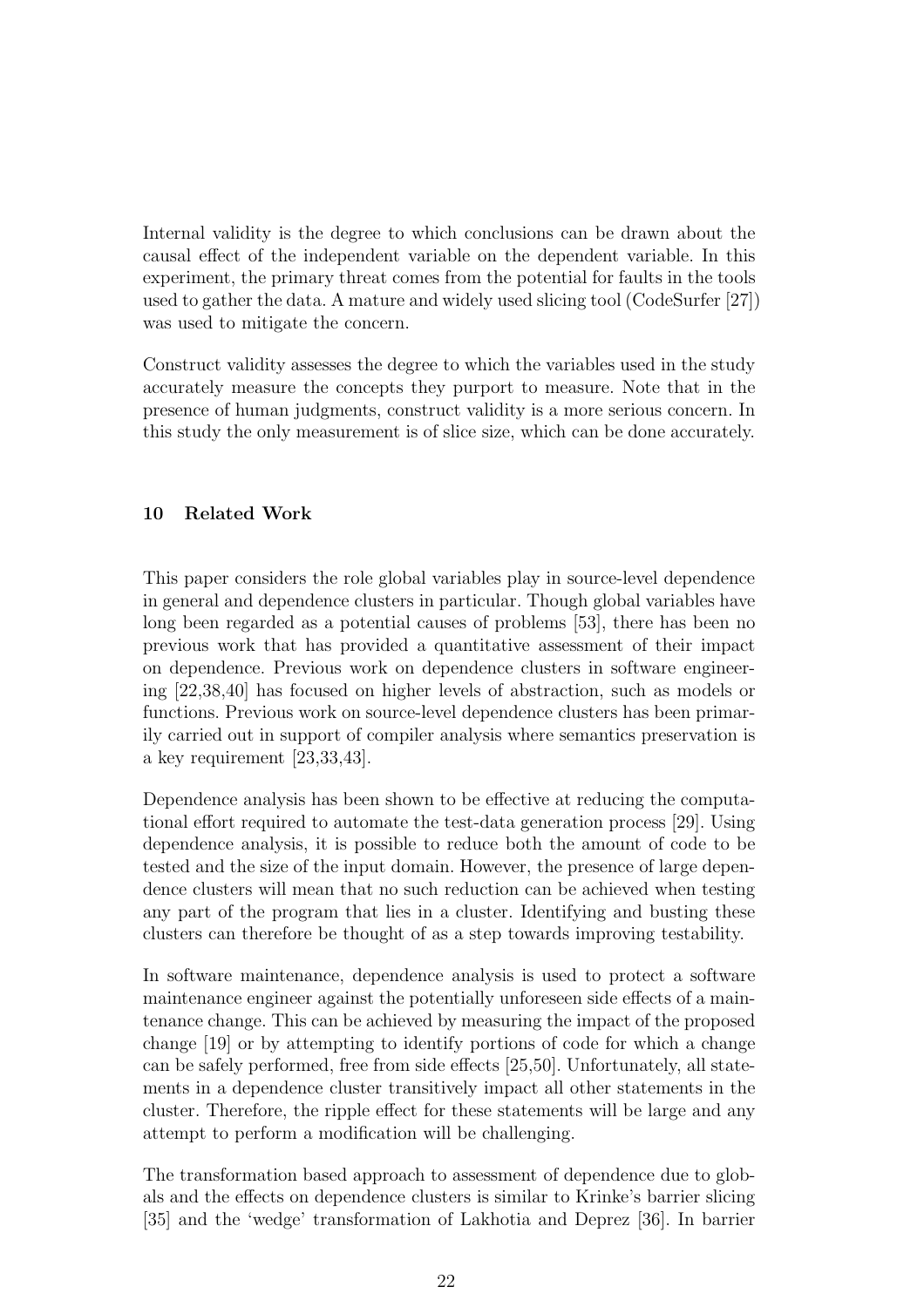Internal validity is the degree to which conclusions can be drawn about the causal effect of the independent variable on the dependent variable. In this experiment, the primary threat comes from the potential for faults in the tools used to gather the data. A mature and widely used slicing tool (CodeSurfer [27]) was used to mitigate the concern.

Construct validity assesses the degree to which the variables used in the study accurately measure the concepts they purport to measure. Note that in the presence of human judgments, construct validity is a more serious concern. In this study the only measurement is of slice size, which can be done accurately.

## 10 Related Work

This paper considers the role global variables play in source-level dependence in general and dependence clusters in particular. Though global variables have long been regarded as a potential causes of problems [53], there has been no previous work that has provided a quantitative assessment of their impact on dependence. Previous work on dependence clusters in software engineering [22,38,40] has focused on higher levels of abstraction, such as models or functions. Previous work on source-level dependence clusters has been primarily carried out in support of compiler analysis where semantics preservation is a key requirement [23,33,43].

Dependence analysis has been shown to be effective at reducing the computational effort required to automate the test-data generation process [29]. Using dependence analysis, it is possible to reduce both the amount of code to be tested and the size of the input domain. However, the presence of large dependence clusters will mean that no such reduction can be achieved when testing any part of the program that lies in a cluster. Identifying and busting these clusters can therefore be thought of as a step towards improving testability.

In software maintenance, dependence analysis is used to protect a software maintenance engineer against the potentially unforeseen side effects of a maintenance change. This can be achieved by measuring the impact of the proposed change [19] or by attempting to identify portions of code for which a change can be safely performed, free from side effects [25,50]. Unfortunately, all statements in a dependence cluster transitively impact all other statements in the cluster. Therefore, the ripple effect for these statements will be large and any attempt to perform a modification will be challenging.

The transformation based approach to assessment of dependence due to globals and the effects on dependence clusters is similar to Krinke's barrier slicing [35] and the 'wedge' transformation of Lakhotia and Deprez [36]. In barrier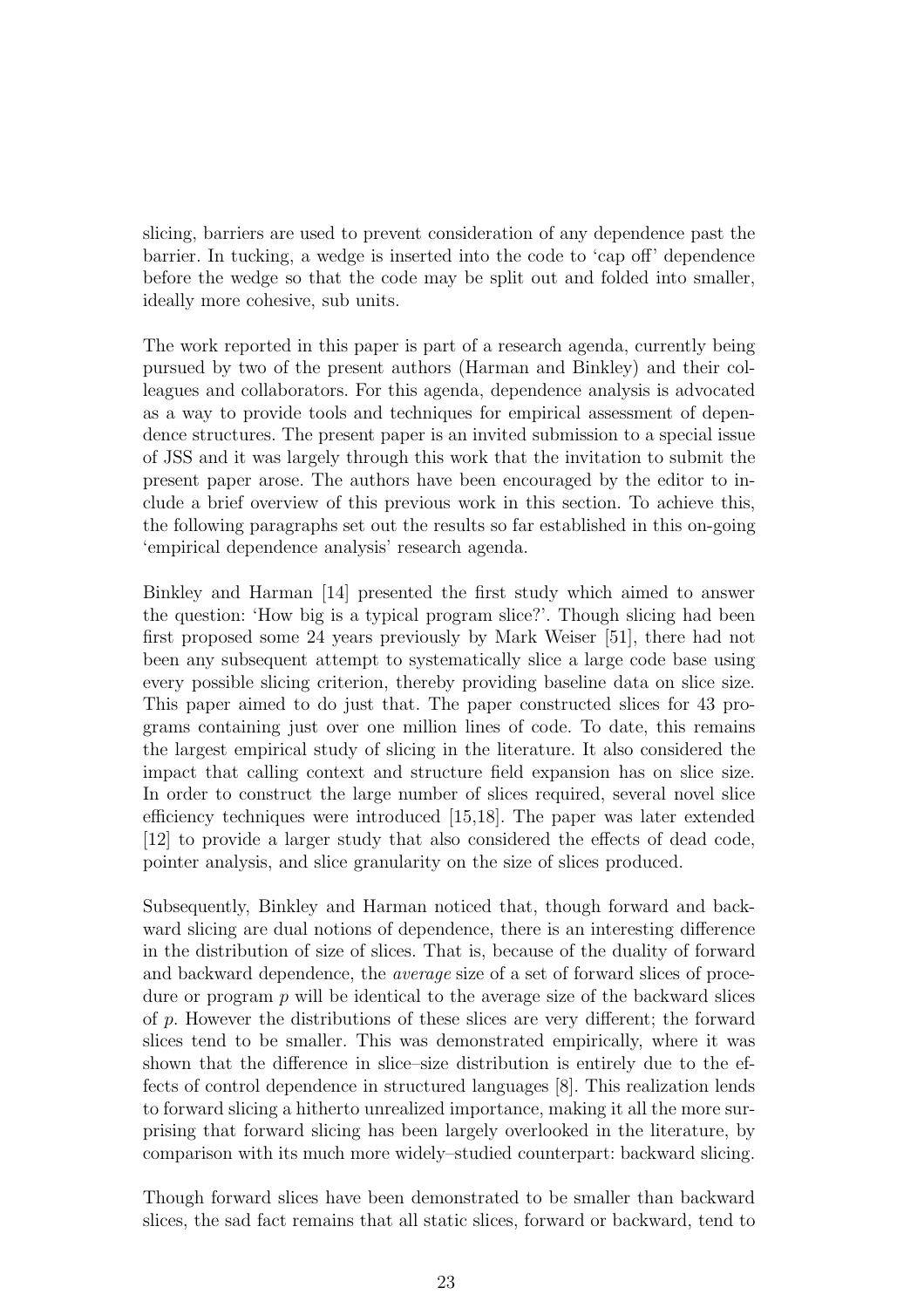slicing, barriers are used to prevent consideration of any dependence past the barrier. In tucking, a wedge is inserted into the code to 'cap off' dependence before the wedge so that the code may be split out and folded into smaller, ideally more cohesive, sub units.

The work reported in this paper is part of a research agenda, currently being pursued by two of the present authors (Harman and Binkley) and their colleagues and collaborators. For this agenda, dependence analysis is advocated as a way to provide tools and techniques for empirical assessment of dependence structures. The present paper is an invited submission to a special issue of JSS and it was largely through this work that the invitation to submit the present paper arose. The authors have been encouraged by the editor to include a brief overview of this previous work in this section. To achieve this, the following paragraphs set out the results so far established in this on-going 'empirical dependence analysis' research agenda.

Binkley and Harman [14] presented the first study which aimed to answer the question: 'How big is a typical program slice?'. Though slicing had been first proposed some 24 years previously by Mark Weiser [51], there had not been any subsequent attempt to systematically slice a large code base using every possible slicing criterion, thereby providing baseline data on slice size. This paper aimed to do just that. The paper constructed slices for 43 programs containing just over one million lines of code. To date, this remains the largest empirical study of slicing in the literature. It also considered the impact that calling context and structure field expansion has on slice size. In order to construct the large number of slices required, several novel slice efficiency techniques were introduced [15,18]. The paper was later extended [12] to provide a larger study that also considered the effects of dead code, pointer analysis, and slice granularity on the size of slices produced.

Subsequently, Binkley and Harman noticed that, though forward and backward slicing are dual notions of dependence, there is an interesting difference in the distribution of size of slices. That is, because of the duality of forward and backward dependence, the *average* size of a set of forward slices of procedure or program $p$ will be identical to the average size of the backward slices of $p$. However the distributions of these slices are very different; the forward slices tend to be smaller. This was demonstrated empirically, where it was shown that the difference in slice–size distribution is entirely due to the effects of control dependence in structured languages [8]. This realization lends to forward slicing a hitherto unrealized importance, making it all the more surprising that forward slicing has been largely overlooked in the literature, by comparison with its much more widely–studied counterpart: backward slicing.

Though forward slices have been demonstrated to be smaller than backward slices, the sad fact remains that all static slices, forward or backward, tend to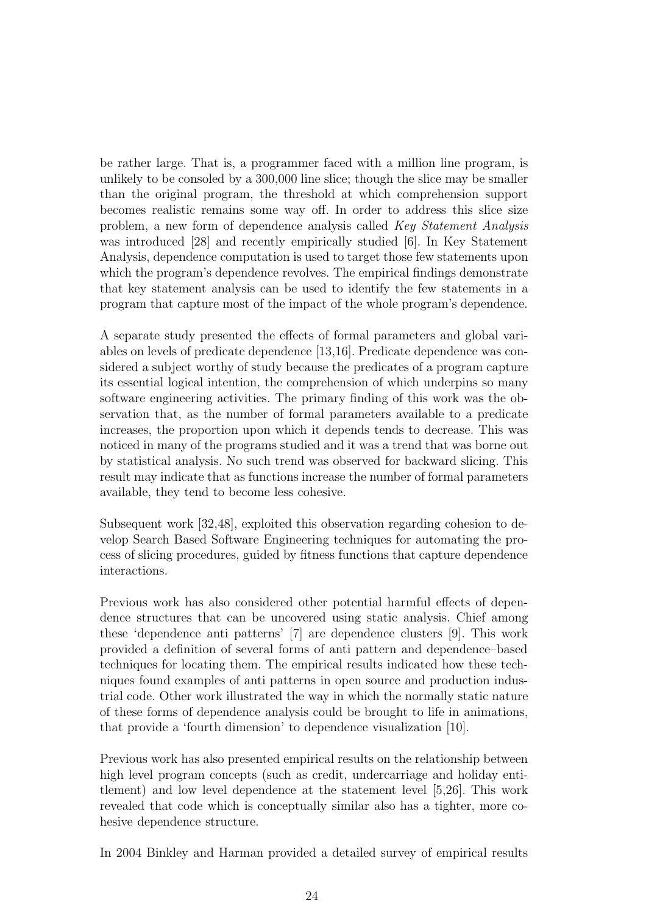be rather large. That is, a programmer faced with a million line program, is unlikely to be consoled by a 300,000 line slice; though the slice may be smaller than the original program, the threshold at which comprehension support becomes realistic remains some way off. In order to address this slice size problem, a new form of dependence analysis called *Key Statement Analysis* was introduced [28] and recently empirically studied [6]. In Key Statement Analysis, dependence computation is used to target those few statements upon which the program's dependence revolves. The empirical findings demonstrate that key statement analysis can be used to identify the few statements in a program that capture most of the impact of the whole program's dependence.

A separate study presented the effects of formal parameters and global variables on levels of predicate dependence [13,16]. Predicate dependence was considered a subject worthy of study because the predicates of a program capture its essential logical intention, the comprehension of which underpins so many software engineering activities. The primary finding of this work was the observation that, as the number of formal parameters available to a predicate increases, the proportion upon which it depends tends to decrease. This was noticed in many of the programs studied and it was a trend that was borne out by statistical analysis. No such trend was observed for backward slicing. This result may indicate that as functions increase the number of formal parameters available, they tend to become less cohesive.

Subsequent work [32,48], exploited this observation regarding cohesion to develop Search Based Software Engineering techniques for automating the process of slicing procedures, guided by fitness functions that capture dependence interactions.

Previous work has also considered other potential harmful effects of dependence structures that can be uncovered using static analysis. Chief among these 'dependence anti patterns' [7] are dependence clusters [9]. This work provided a definition of several forms of anti pattern and dependence–based techniques for locating them. The empirical results indicated how these techniques found examples of anti patterns in open source and production industrial code. Other work illustrated the way in which the normally static nature of these forms of dependence analysis could be brought to life in animations, that provide a 'fourth dimension' to dependence visualization [10].

Previous work has also presented empirical results on the relationship between high level program concepts (such as credit, undercarriage and holiday entitlement) and low level dependence at the statement level [5,26]. This work revealed that code which is conceptually similar also has a tighter, more cohesive dependence structure.

In 2004 Binkley and Harman provided a detailed survey of empirical results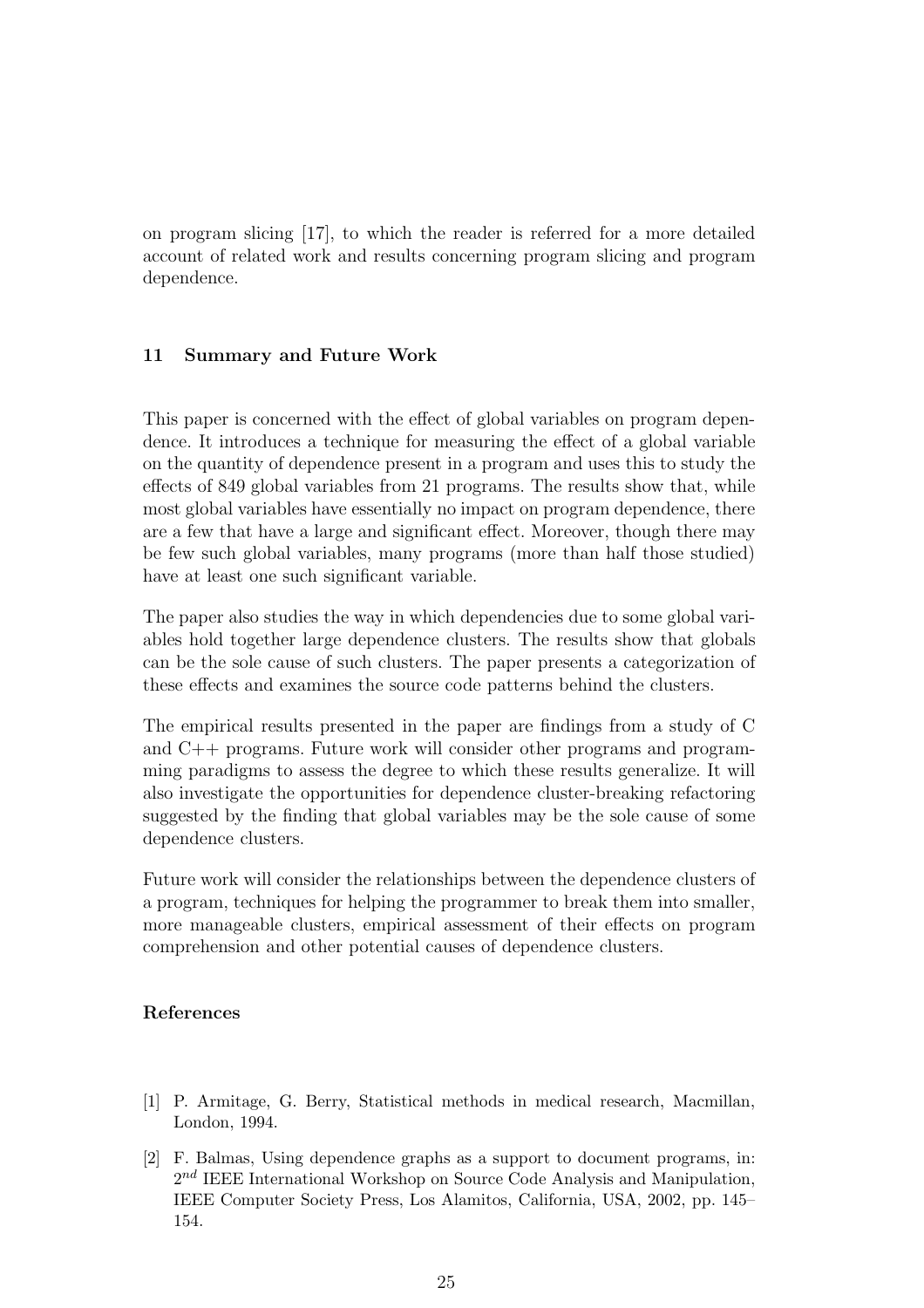on program slicing [17], to which the reader is referred for a more detailed account of related work and results concerning program slicing and program dependence.

## 11 Summary and Future Work

This paper is concerned with the effect of global variables on program dependence. It introduces a technique for measuring the effect of a global variable on the quantity of dependence present in a program and uses this to study the effects of 849 global variables from 21 programs. The results show that, while most global variables have essentially no impact on program dependence, there are a few that have a large and significant effect. Moreover, though there may be few such global variables, many programs (more than half those studied) have at least one such significant variable.

The paper also studies the way in which dependencies due to some global variables hold together large dependence clusters. The results show that globals can be the sole cause of such clusters. The paper presents a categorization of these effects and examines the source code patterns behind the clusters.

The empirical results presented in the paper are findings from a study of C and C++ programs. Future work will consider other programs and programming paradigms to assess the degree to which these results generalize. It will also investigate the opportunities for dependence cluster-breaking refactoring suggested by the finding that global variables may be the sole cause of some dependence clusters.

Future work will consider the relationships between the dependence clusters of a program, techniques for helping the programmer to break them into smaller, more manageable clusters, empirical assessment of their effects on program comprehension and other potential causes of dependence clusters.

## References

[1] P. Armitage, G. Berry, Statistical methods in medical research, Macmillan, London, 1994.

[2] F. Balmas, Using dependence graphs as a support to document programs, in: $2^{nd}$ IEEE International Workshop on Source Code Analysis and Manipulation, IEEE Computer Society Press, Los Alamitos, California, USA, 2002, pp. 145–154.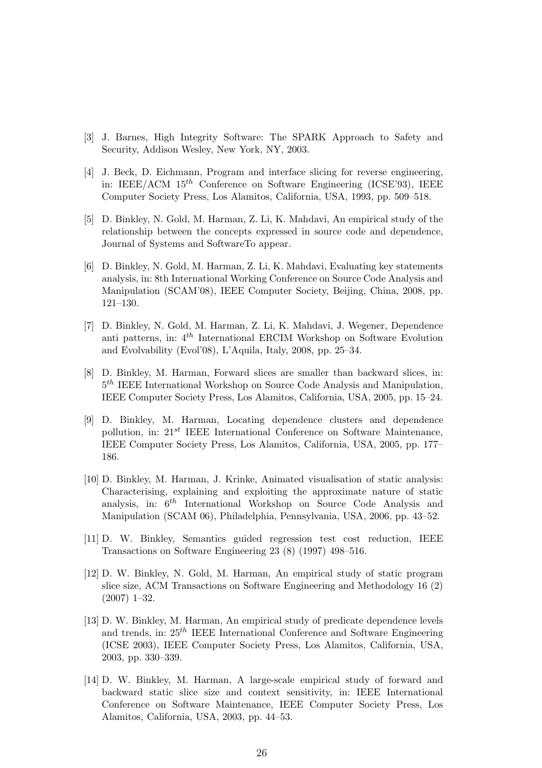[3] J. Barnes, High Integrity Software: The SPARK Approach to Safety and Security, Addison Wesley, New York, NY, 2003.

[4] J. Beck, D. Eichmann, Program and interface slicing for reverse engineering, in: IEEE/ACM $15^{th}$ Conference on Software Engineering (ICSE'93), IEEE Computer Society Press, Los Alamitos, California, USA, 1993, pp. 509–518.

[5] D. Binkley, N. Gold, M. Harman, Z. Li, K. Mahdavi, An empirical study of the relationship between the concepts expressed in source code and dependence, Journal of Systems and SoftwareTo appear.

[6] D. Binkley, N. Gold, M. Harman, Z. Li, K. Mahdavi, Evaluating key statements analysis, in: 8th International Working Conference on Source Code Analysis and Manipulation (SCAM'08), IEEE Computer Society, Beijing, China, 2008, pp. 121–130.

[7] D. Binkley, N. Gold, M. Harman, Z. Li, K. Mahdavi, J. Wegener, Dependence anti patterns, in: $4^{th}$ International ERCIM Workshop on Software Evolution and Evolvability (Evol'08), L'Aquila, Italy, 2008, pp. 25–34.

[8] D. Binkley, M. Harman, Forward slices are smaller than backward slices, in: $5^{th}$ IEEE International Workshop on Source Code Analysis and Manipulation, IEEE Computer Society Press, Los Alamitos, California, USA, 2005, pp. 15–24.

[9] D. Binkley, M. Harman, Locating dependence clusters and dependence pollution, in: $21^{st}$ IEEE International Conference on Software Maintenance, IEEE Computer Society Press, Los Alamitos, California, USA, 2005, pp. 177–186.

[10] D. Binkley, M. Harman, J. Krinke, Animated visualisation of static analysis: Characterising, explaining and exploiting the approximate nature of static analysis, in: $6^{th}$ International Workshop on Source Code Analysis and Manipulation (SCAM 06), Philadelphia, Pennsylvania, USA, 2006, pp. 43–52.

[11] D. W. Binkley, Semantics guided regression test cost reduction, IEEE Transactions on Software Engineering 23 (8) (1997) 498–516.

[12] D. W. Binkley, N. Gold, M. Harman, An empirical study of static program slice size, ACM Transactions on Software Engineering and Methodology 16 (2) (2007) 1–32.

[13] D. W. Binkley, M. Harman, An empirical study of predicate dependence levels and trends, in: $25^{th}$ IEEE International Conference and Software Engineering (ICSE 2003), IEEE Computer Society Press, Los Alamitos, California, USA, 2003, pp. 330–339.

[14] D. W. Binkley, M. Harman, A large-scale empirical study of forward and backward static slice size and context sensitivity, in: IEEE International Conference on Software Maintenance, IEEE Computer Society Press, Los Alamitos, California, USA, 2003, pp. 44–53.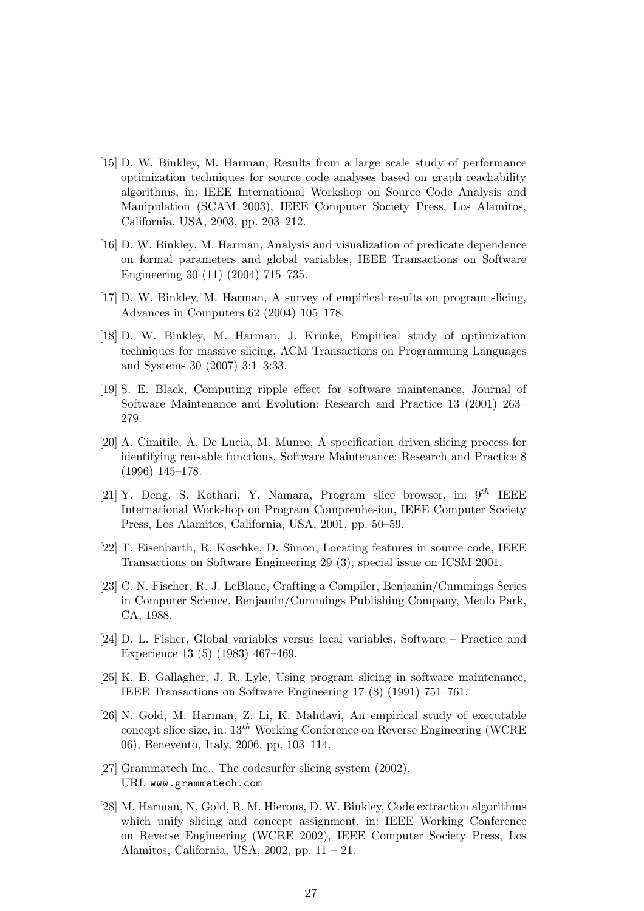[15] D. W. Binkley, M. Harman, Results from a large–scale study of performance optimization techniques for source code analyses based on graph reachability algorithms, in: IEEE International Workshop on Source Code Analysis and Manipulation (SCAM 2003), IEEE Computer Society Press, Los Alamitos, California, USA, 2003, pp. 203–212.

[16] D. W. Binkley, M. Harman, Analysis and visualization of predicate dependence on formal parameters and global variables, IEEE Transactions on Software Engineering 30 (11) (2004) 715–735.

[17] D. W. Binkley, M. Harman, A survey of empirical results on program slicing, Advances in Computers 62 (2004) 105–178.

[18] D. W. Binkley, M. Harman, J. Krinke, Empirical study of optimization techniques for massive slicing, ACM Transactions on Programming Languages and Systems 30 (2007) 3:1–3:33.

[19] S. E. Black, Computing ripple effect for software maintenance, Journal of Software Maintenance and Evolution: Research and Practice 13 (2001) 263–279.

[20] A. Cimitile, A. De Lucia, M. Munro, A specification driven slicing process for identifying reusable functions, Software Maintenance: Research and Practice 8 (1996) 145–178.

[21] Y. Deng, S. Kothari, Y. Namara, Program slice browser, in: $9^{th}$ IEEE International Workshop on Program Comprenhesion, IEEE Computer Society Press, Los Alamitos, California, USA, 2001, pp. 50–59.

[22] T. Eisenbarth, R. Koschke, D. Simon, Locating features in source code, IEEE Transactions on Software Engineering 29 (3), special issue on ICSM 2001.

[23] C. N. Fischer, R. J. LeBlanc, Crafting a Compiler, Benjamin/Cummings Series in Computer Science, Benjamin/Cummings Publishing Company, Menlo Park, CA, 1988.

[24] D. L. Fisher, Global variables versus local variables, Software – Practice and Experience 13 (5) (1983) 467–469.

[25] K. B. Gallagher, J. R. Lyle, Using program slicing in software maintenance, IEEE Transactions on Software Engineering 17 (8) (1991) 751–761.

[26] N. Gold, M. Harman, Z. Li, K. Mahdavi, An empirical study of executable concept slice size, in: $13^{th}$ Working Conference on Reverse Engineering (WCRE 06), Benevento, Italy, 2006, pp. 103–114.

[27] Grammatech Inc., The codesurfer slicing system (2002).
URL `www.grammatech.com`

[28] M. Harman, N. Gold, R. M. Hierons, D. W. Binkley, Code extraction algorithms which unify slicing and concept assignment, in: IEEE Working Conference on Reverse Engineering (WCRE 2002), IEEE Computer Society Press, Los Alamitos, California, USA, 2002, pp. 11 – 21.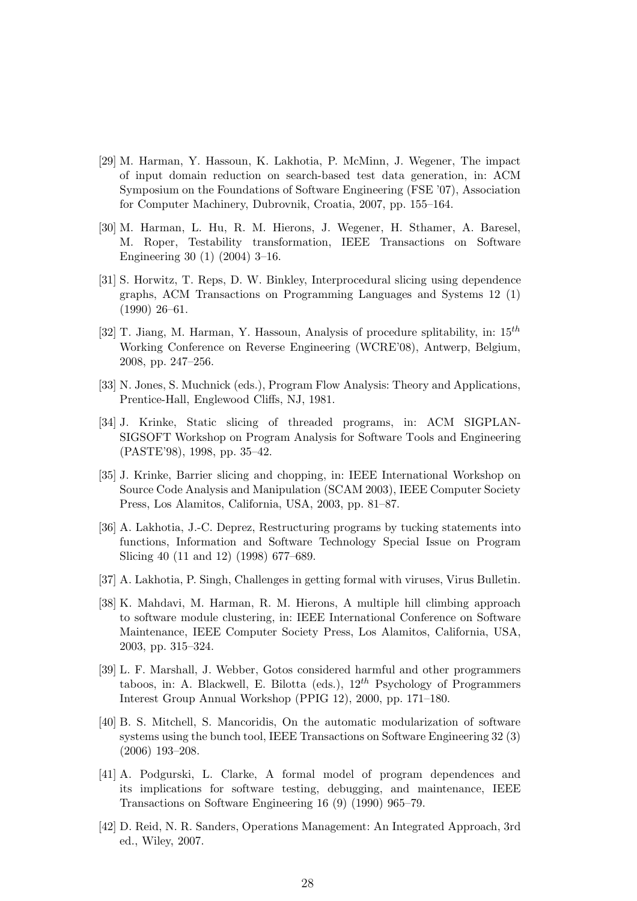[29] M. Harman, Y. Hassoun, K. Lakhotia, P. McMinn, J. Wegener, The impact of input domain reduction on search-based test data generation, in: ACM Symposium on the Foundations of Software Engineering (FSE '07), Association for Computer Machinery, Dubrovnik, Croatia, 2007, pp. 155–164.

[30] M. Harman, L. Hu, R. M. Hierons, J. Wegener, H. Sthamer, A. Baresel, M. Roper, Testability transformation, IEEE Transactions on Software Engineering 30 (1) (2004) 3–16.

[31] S. Horwitz, T. Reps, D. W. Binkley, Interprocedural slicing using dependence graphs, ACM Transactions on Programming Languages and Systems 12 (1) (1990) 26–61.

[32] T. Jiang, M. Harman, Y. Hassoun, Analysis of procedure splitability, in: $15^{th}$ Working Conference on Reverse Engineering (WCRE'08), Antwerp, Belgium, 2008, pp. 247–256.

[33] N. Jones, S. Muchnick (eds.), Program Flow Analysis: Theory and Applications, Prentice-Hall, Englewood Cliffs, NJ, 1981.

[34] J. Krinke, Static slicing of threaded programs, in: ACM SIGPLAN-SIGSOFT Workshop on Program Analysis for Software Tools and Engineering (PASTE'98), 1998, pp. 35–42.

[35] J. Krinke, Barrier slicing and chopping, in: IEEE International Workshop on Source Code Analysis and Manipulation (SCAM 2003), IEEE Computer Society Press, Los Alamitos, California, USA, 2003, pp. 81–87.

[36] A. Lakhotia, J.-C. Deprez, Restructuring programs by tucking statements into functions, Information and Software Technology Special Issue on Program Slicing 40 (11 and 12) (1998) 677–689.

[37] A. Lakhotia, P. Singh, Challenges in getting formal with viruses, Virus Bulletin.

[38] K. Mahdavi, M. Harman, R. M. Hierons, A multiple hill climbing approach to software module clustering, in: IEEE International Conference on Software Maintenance, IEEE Computer Society Press, Los Alamitos, California, USA, 2003, pp. 315–324.

[39] L. F. Marshall, J. Webber, Gotos considered harmful and other programmers taboos, in: A. Blackwell, E. Bilotta (eds.), $12^{th}$ Psychology of Programmers Interest Group Annual Workshop (PPIG 12), 2000, pp. 171–180.

[40] B. S. Mitchell, S. Mancoridis, On the automatic modularization of software systems using the bunch tool, IEEE Transactions on Software Engineering 32 (3) (2006) 193–208.

[41] A. Podgurski, L. Clarke, A formal model of program dependences and its implications for software testing, debugging, and maintenance, IEEE Transactions on Software Engineering 16 (9) (1990) 965–79.

[42] D. Reid, N. R. Sanders, Operations Management: An Integrated Approach, 3rd ed., Wiley, 2007.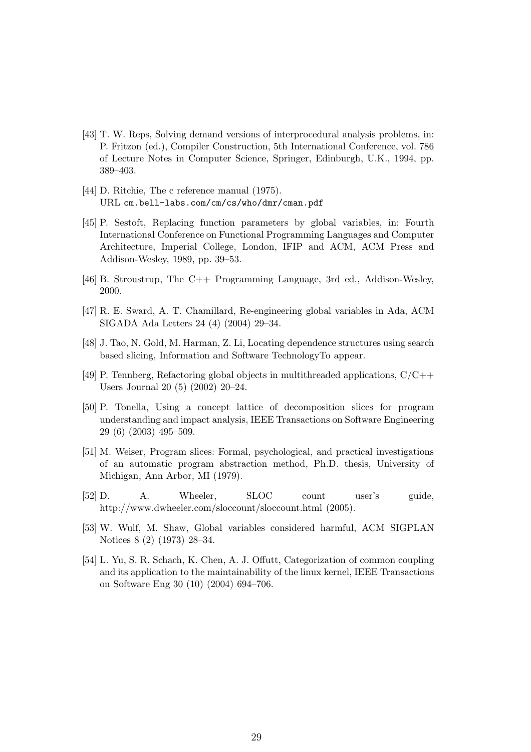[43] T. W. Reps, Solving demand versions of interprocedural analysis problems, in: P. Fritzon (ed.), Compiler Construction, 5th International Conference, vol. 786 of Lecture Notes in Computer Science, Springer, Edinburgh, U.K., 1994, pp. 389–403.

[44] D. Ritchie, The c reference manual (1975).
URL `cm.bell-labs.com/cm/cs/who/dmr/cman.pdf`

[45] P. Sestoft, Replacing function parameters by global variables, in: Fourth International Conference on Functional Programming Languages and Computer Architecture, Imperial College, London, IFIP and ACM, ACM Press and Addison-Wesley, 1989, pp. 39–53.

[46] B. Stroustrup, The C++ Programming Language, 3rd ed., Addison-Wesley, 2000.

[47] R. E. Sward, A. T. Chamillard, Re-engineering global variables in Ada, ACM SIGADA Ada Letters 24 (4) (2004) 29–34.

[48] J. Tao, N. Gold, M. Harman, Z. Li, Locating dependence structures using search based slicing, Information and Software TechnologyTo appear.

[49] P. Tennberg, Refactoring global objects in multithreaded applications, C/C++ Users Journal 20 (5) (2002) 20–24.

[50] P. Tonella, Using a concept lattice of decomposition slices for program understanding and impact analysis, IEEE Transactions on Software Engineering 29 (6) (2003) 495–509.

[51] M. Weiser, Program slices: Formal, psychological, and practical investigations of an automatic program abstraction method, Ph.D. thesis, University of Michigan, Ann Arbor, MI (1979).

[52] D. A. Wheeler, SLOC count user's guide, http://www.dwheeler.com/sloccount/sloccount.html (2005).

[53] W. Wulf, M. Shaw, Global variables considered harmful, ACM SIGPLAN Notices 8 (2) (1973) 28–34.

[54] L. Yu, S. R. Schach, K. Chen, A. J. Offutt, Categorization of common coupling and its application to the maintainability of the linux kernel, IEEE Transactions on Software Eng 30 (10) (2004) 694–706.